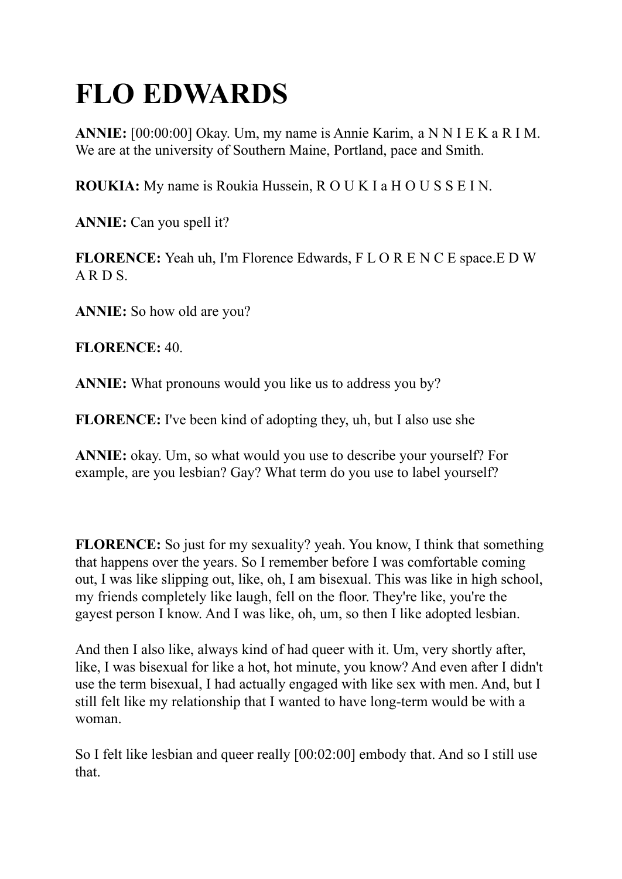# FLO EDWARDS

**ANNIE:** [00:00:00] Okay. Um, my name is Annie Karim, a N N I E K a R I M. We are at the university of Southern Maine, Portland, pace and Smith.

**ROUKIA:** My name is Roukia Hussein, R O U K I a H O U S S E I N.

**ANNIE:** Can you spell it?

**FLORENCE:** Yeah uh, I'm Florence Edwards, F L O R E N C E space.E D W A R D S.

**ANNIE:** So how old are you?

**FLORENCE:** 40.

**ANNIE:** What pronouns would you like us to address you by?

**FLORENCE:** I've been kind of adopting they, uh, but I also use she

**ANNIE:** okay. Um, so what would you use to describe your yourself? For example, are you lesbian? Gay? What term do you use to label yourself?

**FLORENCE:** So just for my sexuality? yeah. You know, I think that something that happens over the years. So I remember before I was comfortable coming out, I was like slipping out, like, oh, I am bisexual. This was like in high school, my friends completely like laugh, fell on the floor. They're like, you're the gayest person I know. And I was like, oh, um, so then I like adopted lesbian.

And then I also like, always kind of had queer with it. Um, very shortly after, like, I was bisexual for like a hot, hot minute, you know? And even after I didn't use the term bisexual, I had actually engaged with like sex with men. And, but I still felt like my relationship that I wanted to have long-term would be with a woman.

So I felt like lesbian and queer really [00:02:00] embody that. And so I still use that.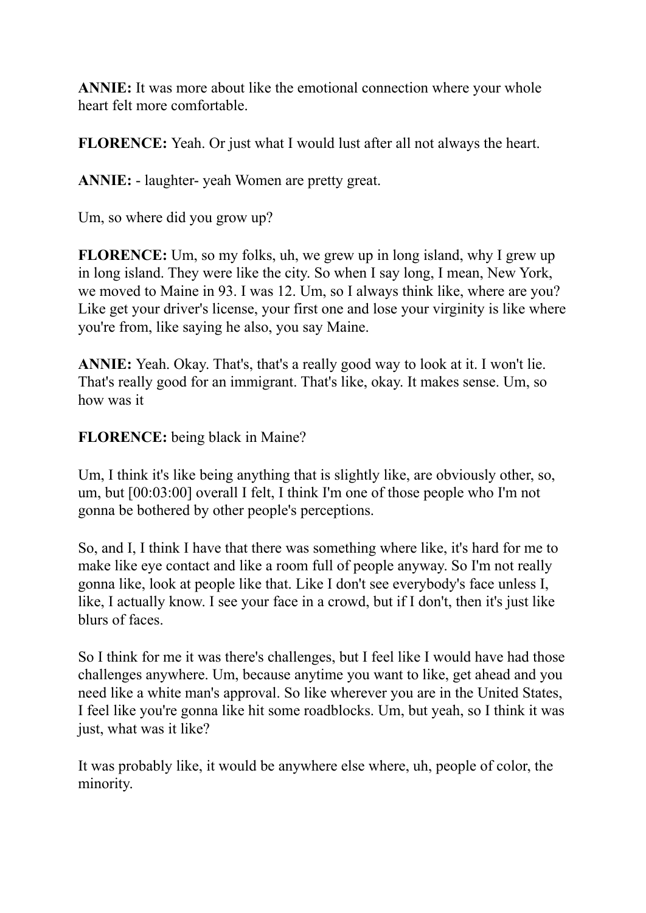**ANNIE:** It was more about like the emotional connection where your whole heart felt more comfortable.

**FLORENCE:** Yeah. Or just what I would lust after all not always the heart.

**ANNIE:** - laughter- yeah Women are pretty great.

Um, so where did you grow up?

**FLORENCE:** Um, so my folks, uh, we grew up in long island, why I grew up in long island. They were like the city. So when I say long, I mean, New York, we moved to Maine in 93. I was 12. Um, so I always think like, where are you? Like get your driver's license, your first one and lose your virginity is like where you're from, like saying he also, you say Maine.

**ANNIE:** Yeah. Okay. That's, that's a really good way to look at it. I won't lie. That's really good for an immigrant. That's like, okay. It makes sense. Um, so how was it

**FLORENCE:** being black in Maine?

Um, I think it's like being anything that is slightly like, are obviously other, so, um, but [00:03:00] overall I felt, I think I'm one of those people who I'm not gonna be bothered by other people's perceptions.

So, and I, I think I have that there was something where like, it's hard for me to make like eye contact and like a room full of people anyway. So I'm not really gonna like, look at people like that. Like I don't see everybody's face unless I, like, I actually know. I see your face in a crowd, but if I don't, then it's just like blurs of faces.

So I think for me it was there's challenges, but I feel like I would have had those challenges anywhere. Um, because anytime you want to like, get ahead and you need like a white man's approval. So like wherever you are in the United States, I feel like you're gonna like hit some roadblocks. Um, but yeah, so I think it was just, what was it like?

It was probably like, it would be anywhere else where, uh, people of color, the minority.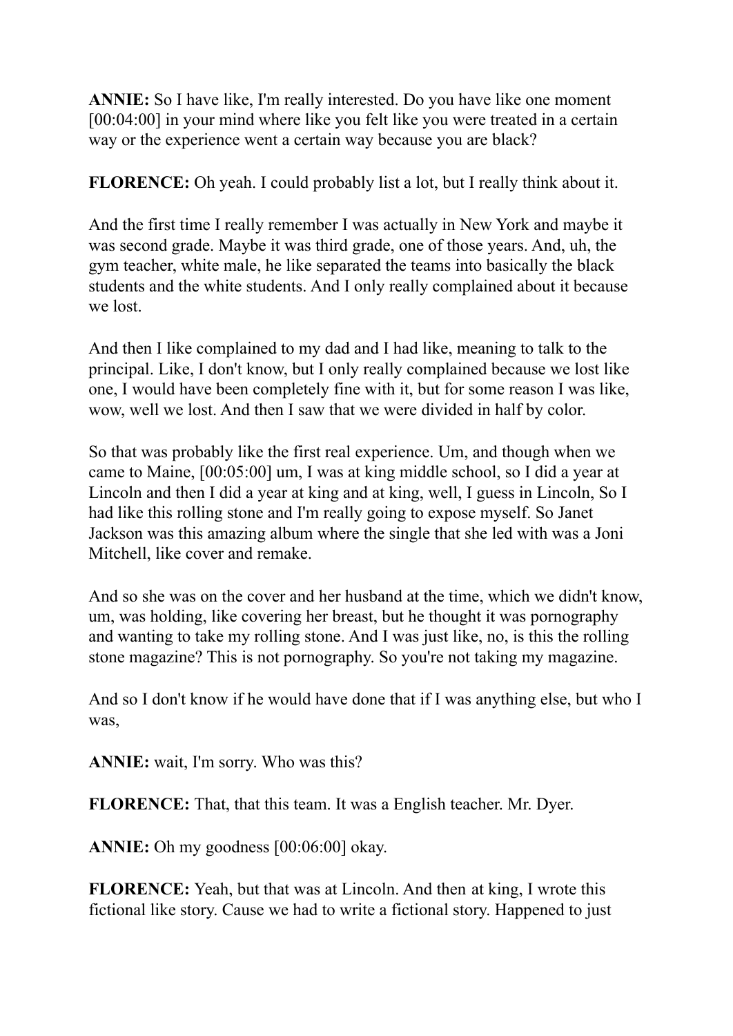**ANNIE:** So I have like, I'm really interested. Do you have like one moment [00:04:00] in your mind where like you felt like you were treated in a certain way or the experience went a certain way because you are black?

**FLORENCE:** Oh yeah. I could probably list a lot, but I really think about it.

And the first time I really remember I was actually in New York and maybe it was second grade. Maybe it was third grade, one of those years. And, uh, the gym teacher, white male, he like separated the teams into basically the black students and the white students. And I only really complained about it because we lost.

And then I like complained to my dad and I had like, meaning to talk to the principal. Like, I don't know, but I only really complained because we lost like one, I would have been completely fine with it, but for some reason I was like, wow, well we lost. And then I saw that we were divided in half by color.

So that was probably like the first real experience. Um, and though when we came to Maine, [00:05:00] um, I was at king middle school, so I did a year at Lincoln and then I did a year at king and at king, well, I guess in Lincoln, So I had like this rolling stone and I'm really going to expose myself. So Janet Jackson was this amazing album where the single that she led with was a Joni Mitchell, like cover and remake.

And so she was on the cover and her husband at the time, which we didn't know, um, was holding, like covering her breast, but he thought it was pornography and wanting to take my rolling stone. And I was just like, no, is this the rolling stone magazine? This is not pornography. So you're not taking my magazine.

And so I don't know if he would have done that if I was anything else, but who I was,

**ANNIE:** wait, I'm sorry. Who was this?

**FLORENCE:** That, that this team. It was a English teacher. Mr. Dyer.

**ANNIE:** Oh my goodness [00:06:00] okay.

**FLORENCE:** Yeah, but that was at Lincoln. And then at king, I wrote this fictional like story. Cause we had to write a fictional story. Happened to just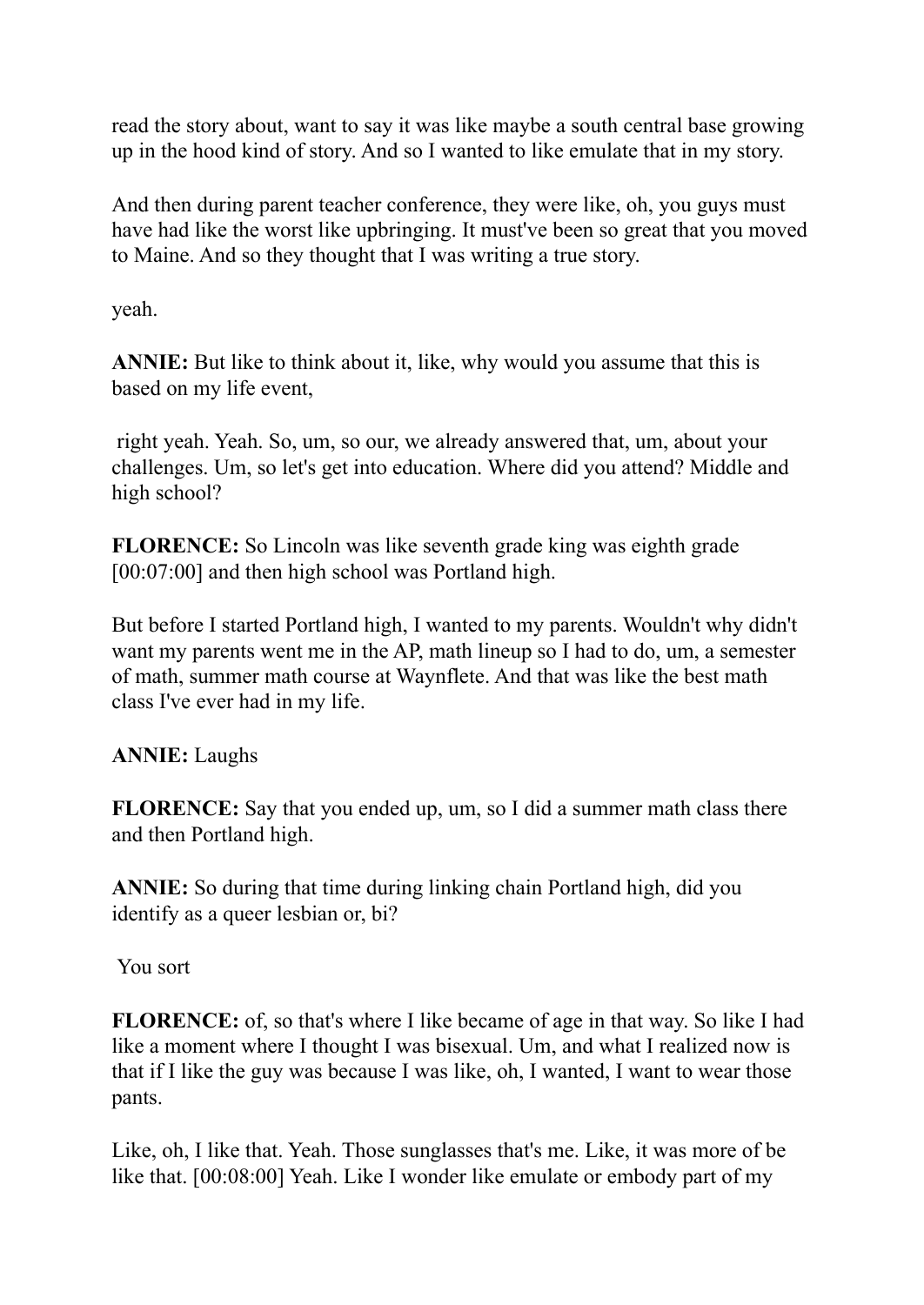read the story about, want to say it was like maybe a south central base growing up in the hood kind of story. And so I wanted to like emulate that in my story.

And then during parent teacher conference, they were like, oh, you guys must have had like the worst like upbringing. It must've been so great that you moved to Maine. And so they thought that I was writing a true story.

yeah.

**ANNIE:** But like to think about it, like, why would you assume that this is based on my life event,

right yeah. Yeah. So, um, so our, we already answered that, um, about your challenges. Um, so let's get into education. Where did you attend? Middle and high school?

**FLORENCE:** So Lincoln was like seventh grade king was eighth grade [00:07:00] and then high school was Portland high.

But before I started Portland high, I wanted to my parents. Wouldn't why didn't want my parents went me in the AP, math lineup so I had to do, um, a semester of math, summer math course at Waynflete. And that was like the best math class I've ever had in my life.

**ANNIE:** Laughs

**FLORENCE:** Say that you ended up, um, so I did a summer math class there and then Portland high.

**ANNIE:** So during that time during linking chain Portland high, did you identify as a queer lesbian or, bi?

You sort

**FLORENCE:** of, so that's where I like became of age in that way. So like I had like a moment where I thought I was bisexual. Um, and what I realized now is that if I like the guy was because I was like, oh, I wanted, I want to wear those pants.

Like, oh, I like that. Yeah. Those sunglasses that's me. Like, it was more of be like that. [00:08:00] Yeah. Like I wonder like emulate or embody part of my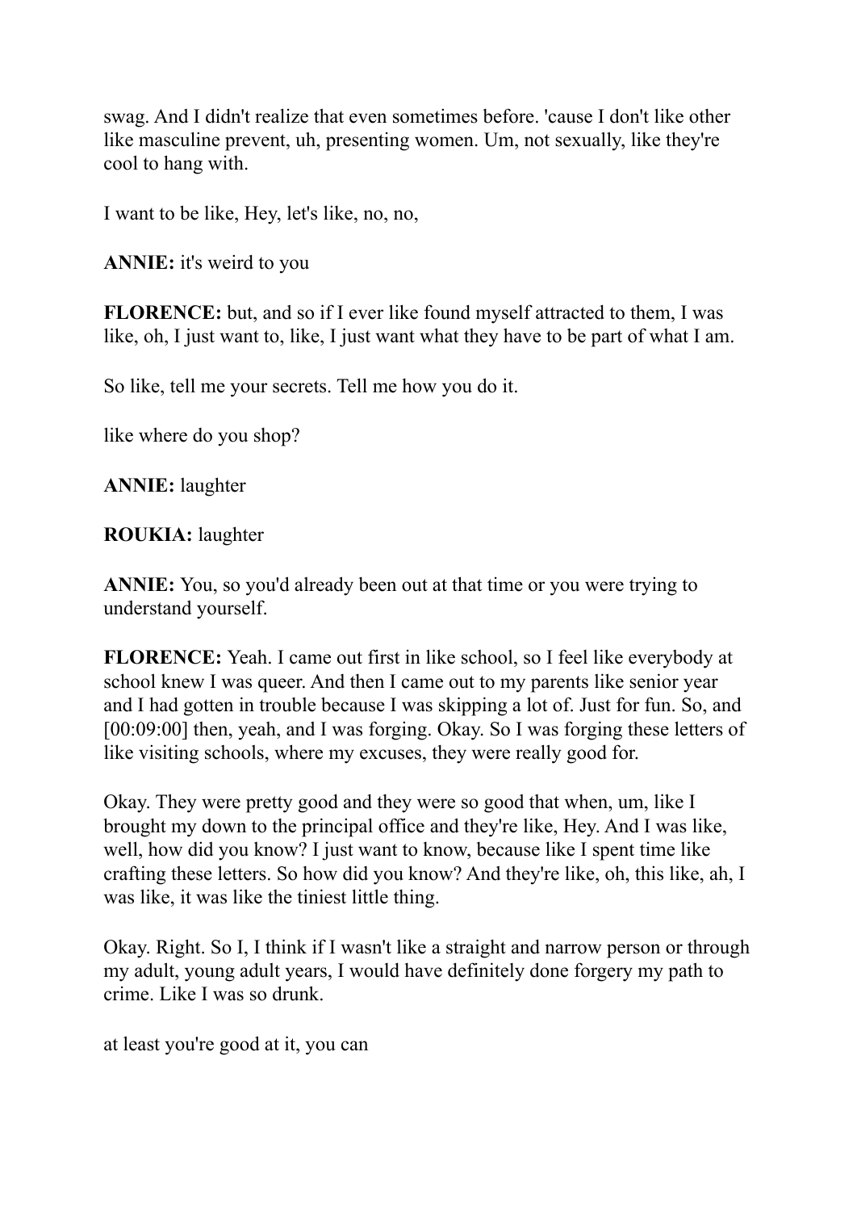swag. And I didn't realize that even sometimes before. 'cause I don't like other like masculine prevent, uh, presenting women. Um, not sexually, like they're cool to hang with.

I want to be like, Hey, let's like, no, no,

**ANNIE:** it's weird to you

**FLORENCE:** but, and so if I ever like found myself attracted to them, I was like, oh, I just want to, like, I just want what they have to be part of what I am.

So like, tell me your secrets. Tell me how you do it.

like where do you shop?

**ANNIE:** laughter

**ROUKIA:** laughter

**ANNIE:** You, so you'd already been out at that time or you were trying to understand yourself.

**FLORENCE:** Yeah. I came out first in like school, so I feel like everybody at school knew I was queer. And then I came out to my parents like senior year and I had gotten in trouble because I was skipping a lot of. Just for fun. So, and [00:09:00] then, yeah, and I was forging. Okay. So I was forging these letters of like visiting schools, where my excuses, they were really good for.

Okay. They were pretty good and they were so good that when, um, like I brought my down to the principal office and they're like, Hey. And I was like, well, how did you know? I just want to know, because like I spent time like crafting these letters. So how did you know? And they're like, oh, this like, ah, I was like, it was like the tiniest little thing.

Okay. Right. So I, I think if I wasn't like a straight and narrow person or through my adult, young adult years, I would have definitely done forgery my path to crime. Like I was so drunk.

at least you're good at it, you can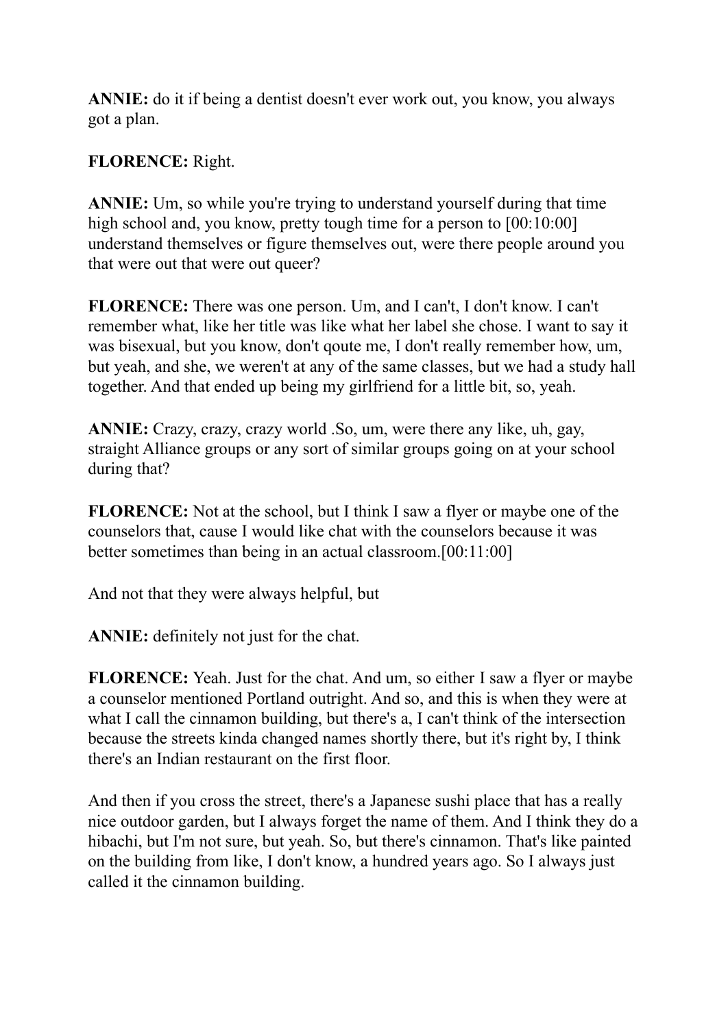**ANNIE:** do it if being a dentist doesn't ever work out, you know, you always got a plan.

**FLORENCE:** Right.

**ANNIE:** Um, so while you're trying to understand yourself during that time high school and, you know, pretty tough time for a person to [00:10:00] understand themselves or figure themselves out, were there people around you that were out that were out queer?

**FLORENCE:** There was one person. Um, and I can't, I don't know. I can't remember what, like her title was like what her label she chose. I want to say it was bisexual, but you know, don't qoute me, I don't really remember how, um, but yeah, and she, we weren't at any of the same classes, but we had a study hall together. And that ended up being my girlfriend for a little bit, so, yeah.

**ANNIE:** Crazy, crazy, crazy world .So, um, were there any like, uh, gay, straight Alliance groups or any sort of similar groups going on at your school during that?

**FLORENCE:** Not at the school, but I think I saw a flyer or maybe one of the counselors that, cause I would like chat with the counselors because it was better sometimes than being in an actual classroom.[00:11:00]

And not that they were always helpful, but

**ANNIE:** definitely not just for the chat.

**FLORENCE:** Yeah. Just for the chat. And um, so either I saw a flyer or maybe a counselor mentioned Portland outright. And so, and this is when they were at what I call the cinnamon building, but there's a, I can't think of the intersection because the streets kinda changed names shortly there, but it's right by, I think there's an Indian restaurant on the first floor.

And then if you cross the street, there's a Japanese sushi place that has a really nice outdoor garden, but I always forget the name of them. And I think they do a hibachi, but I'm not sure, but yeah. So, but there's cinnamon. That's like painted on the building from like, I don't know, a hundred years ago. So I always just called it the cinnamon building.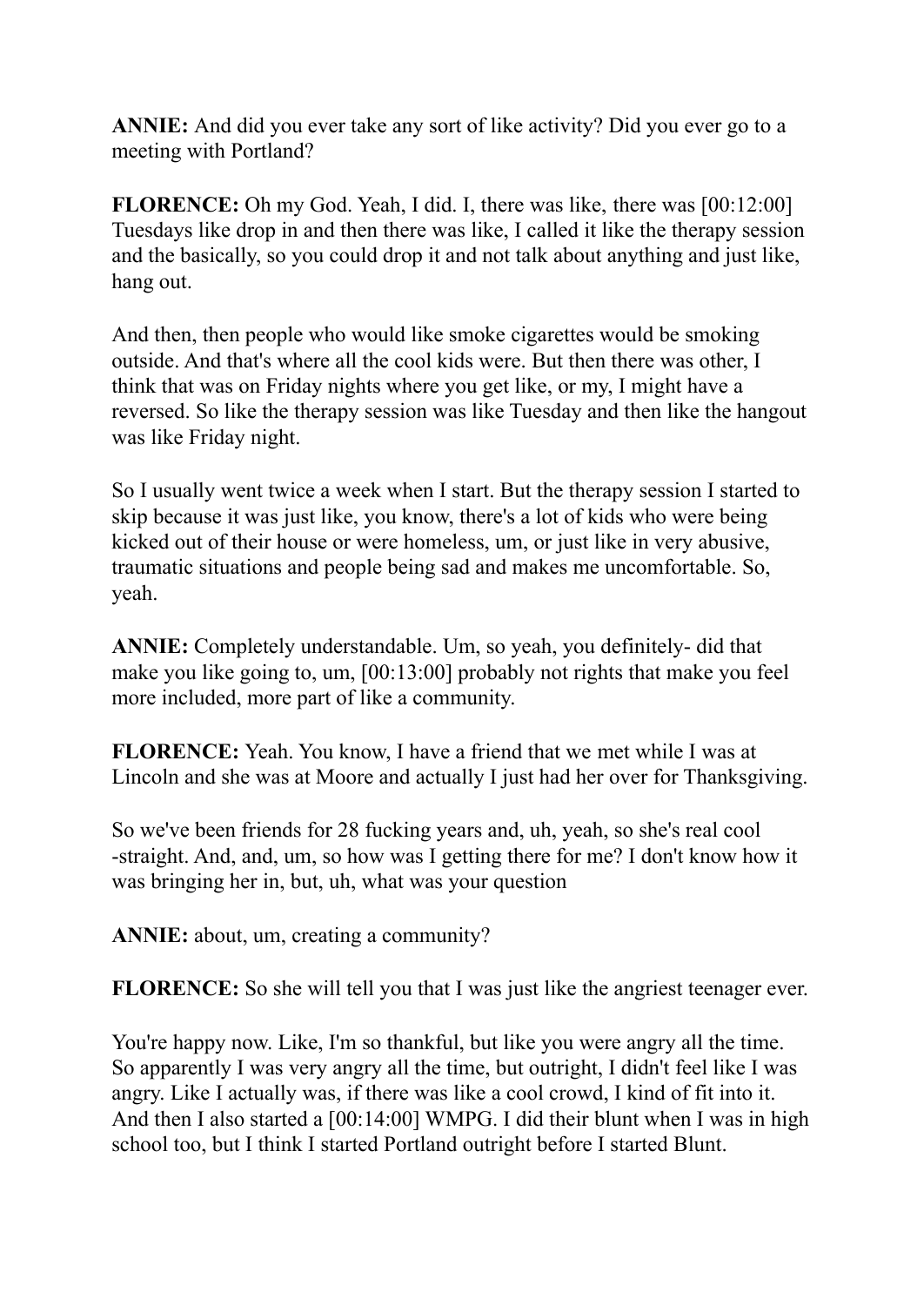**ANNIE:** And did you ever take any sort of like activity? Did you ever go to a meeting with Portland?

**FLORENCE:** Oh my God. Yeah, I did. I, there was like, there was [00:12:00] Tuesdays like drop in and then there was like, I called it like the therapy session and the basically, so you could drop it and not talk about anything and just like, hang out.

And then, then people who would like smoke cigarettes would be smoking outside. And that's where all the cool kids were. But then there was other, I think that was on Friday nights where you get like, or my, I might have a reversed. So like the therapy session was like Tuesday and then like the hangout was like Friday night.

So I usually went twice a week when I start. But the therapy session I started to skip because it was just like, you know, there's a lot of kids who were being kicked out of their house or were homeless, um, or just like in very abusive, traumatic situations and people being sad and makes me uncomfortable. So, yeah.

**ANNIE:** Completely understandable. Um, so yeah, you definitely- did that make you like going to, um, [00:13:00] probably not rights that make you feel more included, more part of like a community.

**FLORENCE:** Yeah. You know, I have a friend that we met while I was at Lincoln and she was at Moore and actually I just had her over for Thanksgiving.

So we've been friends for 28 fucking years and, uh, yeah, so she's real cool -straight. And, and, um, so how was I getting there for me? I don't know how it was bringing her in, but, uh, what was your question

**ANNIE:** about, um, creating a community?

**FLORENCE:** So she will tell you that I was just like the angriest teenager ever.

You're happy now. Like, I'm so thankful, but like you were angry all the time. So apparently I was very angry all the time, but outright, I didn't feel like I was angry. Like I actually was, if there was like a cool crowd, I kind of fit into it. And then I also started a [00:14:00] WMPG. I did their blunt when I was in high school too, but I think I started Portland outright before I started Blunt.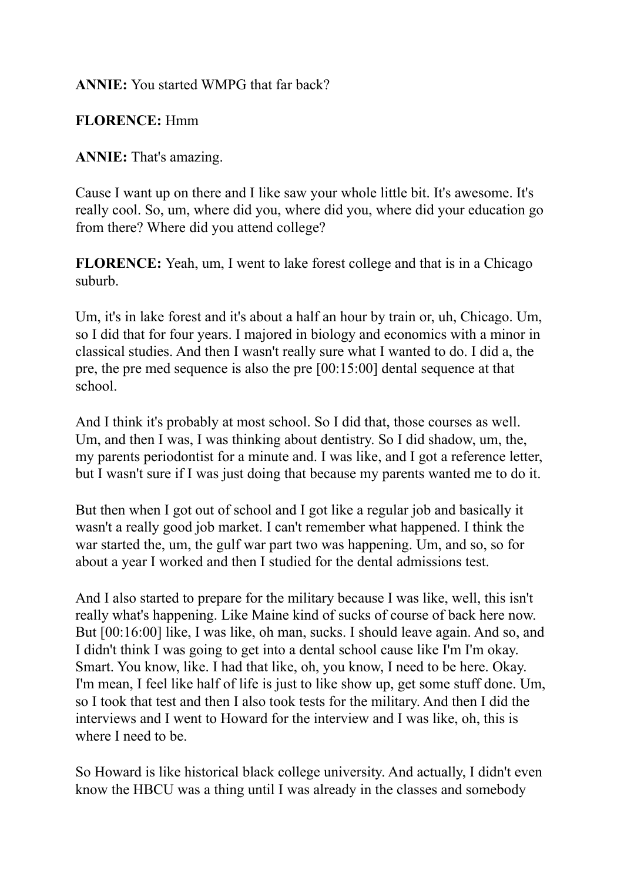**ANNIE:** You started WMPG that far back?

**FLORENCE:** Hmm

**ANNIE:** That's amazing.

Cause I want up on there and I like saw your whole little bit. It's awesome. It's really cool. So, um, where did you, where did you, where did your education go from there? Where did you attend college?

**FLORENCE:** Yeah, um, I went to lake forest college and that is in a Chicago suburb.

Um, it's in lake forest and it's about a half an hour by train or, uh, Chicago. Um, so I did that for four years. I majored in biology and economics with a minor in classical studies. And then I wasn't really sure what I wanted to do. I did a, the pre, the pre med sequence is also the pre [00:15:00] dental sequence at that school.

And I think it's probably at most school. So I did that, those courses as well. Um, and then I was, I was thinking about dentistry. So I did shadow, um, the, my parents periodontist for a minute and. I was like, and I got a reference letter, but I wasn't sure if I was just doing that because my parents wanted me to do it.

But then when I got out of school and I got like a regular job and basically it wasn't a really good job market. I can't remember what happened. I think the war started the, um, the gulf war part two was happening. Um, and so, so for about a year I worked and then I studied for the dental admissions test.

And I also started to prepare for the military because I was like, well, this isn't really what's happening. Like Maine kind of sucks of course of back here now. But [00:16:00] like, I was like, oh man, sucks. I should leave again. And so, and I didn't think I was going to get into a dental school cause like I'm I'm okay. Smart. You know, like. I had that like, oh, you know, I need to be here. Okay. I'm mean, I feel like half of life is just to like show up, get some stuff done. Um, so I took that test and then I also took tests for the military. And then I did the interviews and I went to Howard for the interview and I was like, oh, this is where I need to be.

So Howard is like historical black college university. And actually, I didn't even know the HBCU was a thing until I was already in the classes and somebody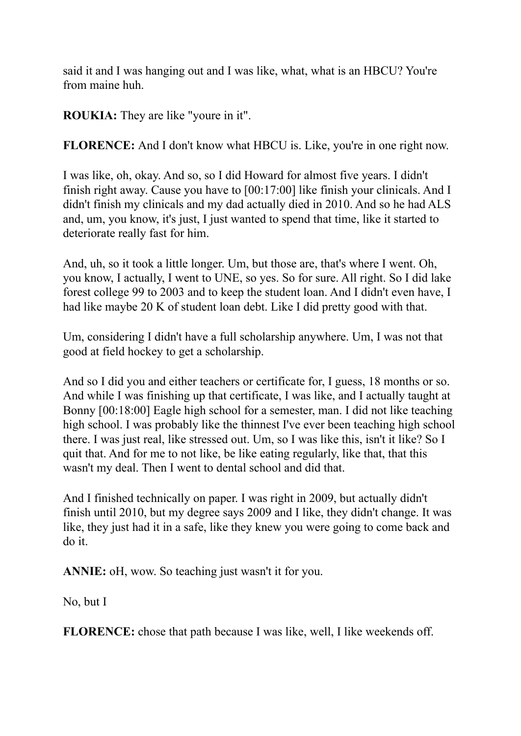said it and I was hanging out and I was like, what, what is an HBCU? You're from maine huh.

**ROUKIA:** They are like "youre in it".

**FLORENCE:** And I don't know what HBCU is. Like, you're in one right now.

I was like, oh, okay. And so, so I did Howard for almost five years. I didn't finish right away. Cause you have to [00:17:00] like finish your clinicals. And I didn't finish my clinicals and my dad actually died in 2010. And so he had ALS and, um, you know, it's just, I just wanted to spend that time, like it started to deteriorate really fast for him.

And, uh, so it took a little longer. Um, but those are, that's where I went. Oh, you know, I actually, I went to UNE, so yes. So for sure. All right. So I did lake forest college 99 to 2003 and to keep the student loan. And I didn't even have, I had like maybe 20 K of student loan debt. Like I did pretty good with that.

Um, considering I didn't have a full scholarship anywhere. Um, I was not that good at field hockey to get a scholarship.

And so I did you and either teachers or certificate for, I guess, 18 months or so. And while I was finishing up that certificate, I was like, and I actually taught at Bonny [00:18:00] Eagle high school for a semester, man. I did not like teaching high school. I was probably like the thinnest I've ever been teaching high school there. I was just real, like stressed out. Um, so I was like this, isn't it like? So I quit that. And for me to not like, be like eating regularly, like that, that this wasn't my deal. Then I went to dental school and did that.

And I finished technically on paper. I was right in 2009, but actually didn't finish until 2010, but my degree says 2009 and I like, they didn't change. It was like, they just had it in a safe, like they knew you were going to come back and do it.

**ANNIE:** oH, wow. So teaching just wasn't it for you.

No, but I

**FLORENCE:** chose that path because I was like, well, I like weekends off.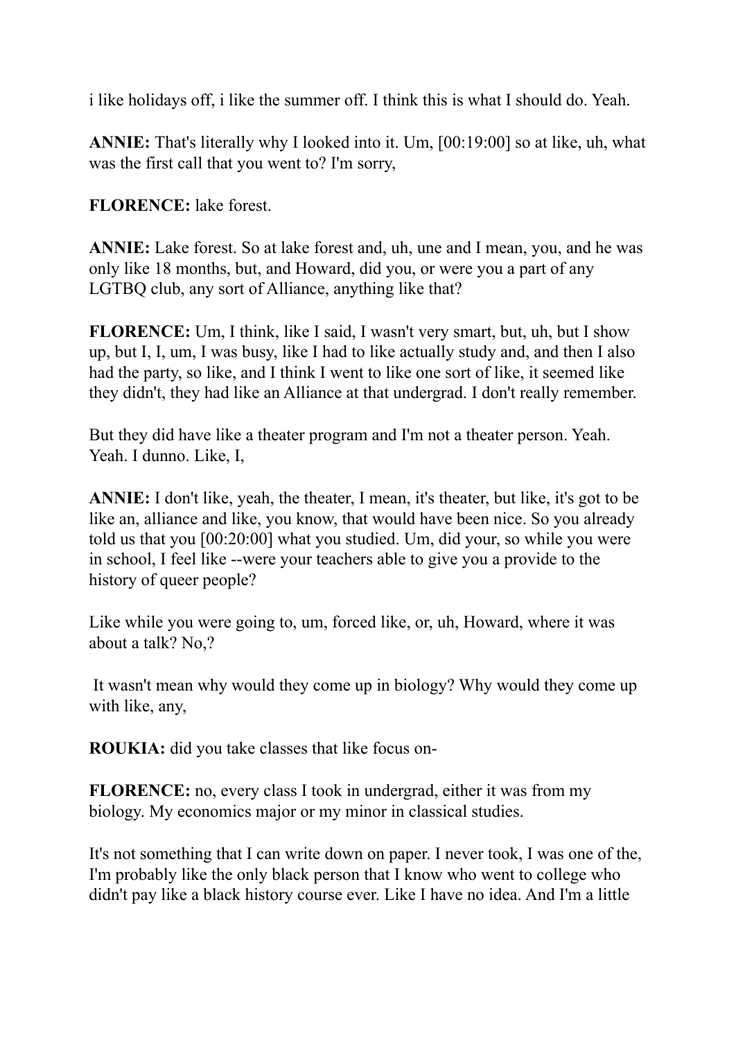i like holidays off, i like the summer off. I think this is what I should do. Yeah.

**ANNIE:** That's literally why I looked into it. Um, [00:19:00] so at like, uh, what was the first call that you went to? I'm sorry,

**FLORENCE:** lake forest.

**ANNIE:** Lake forest. So at lake forest and, uh, une and I mean, you, and he was only like 18 months, but, and Howard, did you, or were you a part of any LGTBQ club, any sort of Alliance, anything like that?

**FLORENCE:** Um, I think, like I said, I wasn't very smart, but, uh, but I show up, but I, I, um, I was busy, like I had to like actually study and, and then I also had the party, so like, and I think I went to like one sort of like, it seemed like they didn't, they had like an Alliance at that undergrad. I don't really remember.

But they did have like a theater program and I'm not a theater person. Yeah. Yeah. I dunno. Like, I,

**ANNIE:** I don't like, yeah, the theater, I mean, it's theater, but like, it's got to be like an, alliance and like, you know, that would have been nice. So you already told us that you [00:20:00] what you studied. Um, did your, so while you were in school, I feel like --were your teachers able to give you a provide to the history of queer people?

Like while you were going to, um, forced like, or, uh, Howard, where it was about a talk? No,?

It wasn't mean why would they come up in biology? Why would they come up with like, any,

**ROUKIA:** did you take classes that like focus on-

**FLORENCE:** no, every class I took in undergrad, either it was from my biology. My economics major or my minor in classical studies.

It's not something that I can write down on paper. I never took, I was one of the, I'm probably like the only black person that I know who went to college who didn't pay like a black history course ever. Like I have no idea. And I'm a little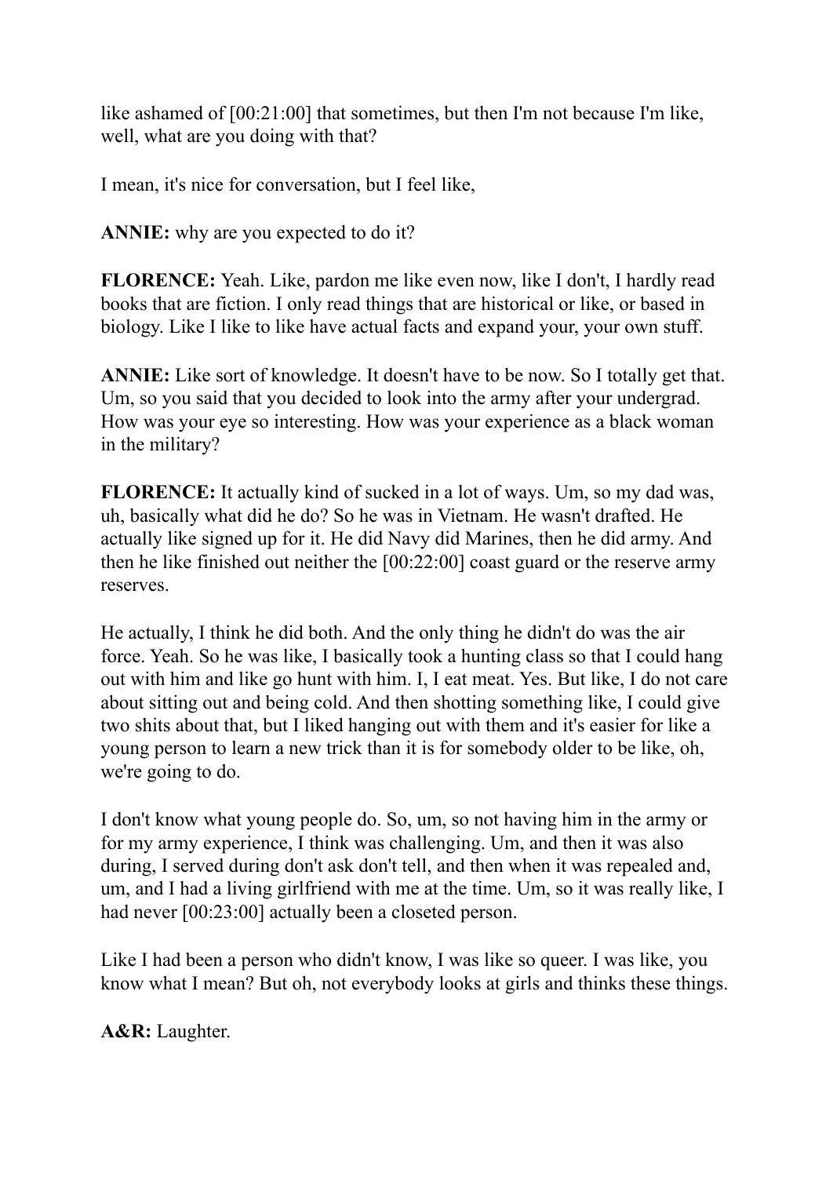like ashamed of [00:21:00] that sometimes, but then I'm not because I'm like, well, what are you doing with that?

I mean, it's nice for conversation, but I feel like,

**ANNIE:** why are you expected to do it?

**FLORENCE:** Yeah. Like, pardon me like even now, like I don't, I hardly read books that are fiction. I only read things that are historical or like, or based in biology. Like I like to like have actual facts and expand your, your own stuff.

**ANNIE:** Like sort of knowledge. It doesn't have to be now. So I totally get that. Um, so you said that you decided to look into the army after your undergrad. How was your eye so interesting. How was your experience as a black woman in the military?

**FLORENCE:** It actually kind of sucked in a lot of ways. Um, so my dad was, uh, basically what did he do? So he was in Vietnam. He wasn't drafted. He actually like signed up for it. He did Navy did Marines, then he did army. And then he like finished out neither the [00:22:00] coast guard or the reserve army reserves.

He actually, I think he did both. And the only thing he didn't do was the air force. Yeah. So he was like, I basically took a hunting class so that I could hang out with him and like go hunt with him. I, I eat meat. Yes. But like, I do not care about sitting out and being cold. And then shotting something like, I could give two shits about that, but I liked hanging out with them and it's easier for like a young person to learn a new trick than it is for somebody older to be like, oh, we're going to do.

I don't know what young people do. So, um, so not having him in the army or for my army experience, I think was challenging. Um, and then it was also during, I served during don't ask don't tell, and then when it was repealed and, um, and I had a living girlfriend with me at the time. Um, so it was really like, I had never [00:23:00] actually been a closeted person.

Like I had been a person who didn't know, I was like so queer. I was like, you know what I mean? But oh, not everybody looks at girls and thinks these things.

**A&R:** Laughter.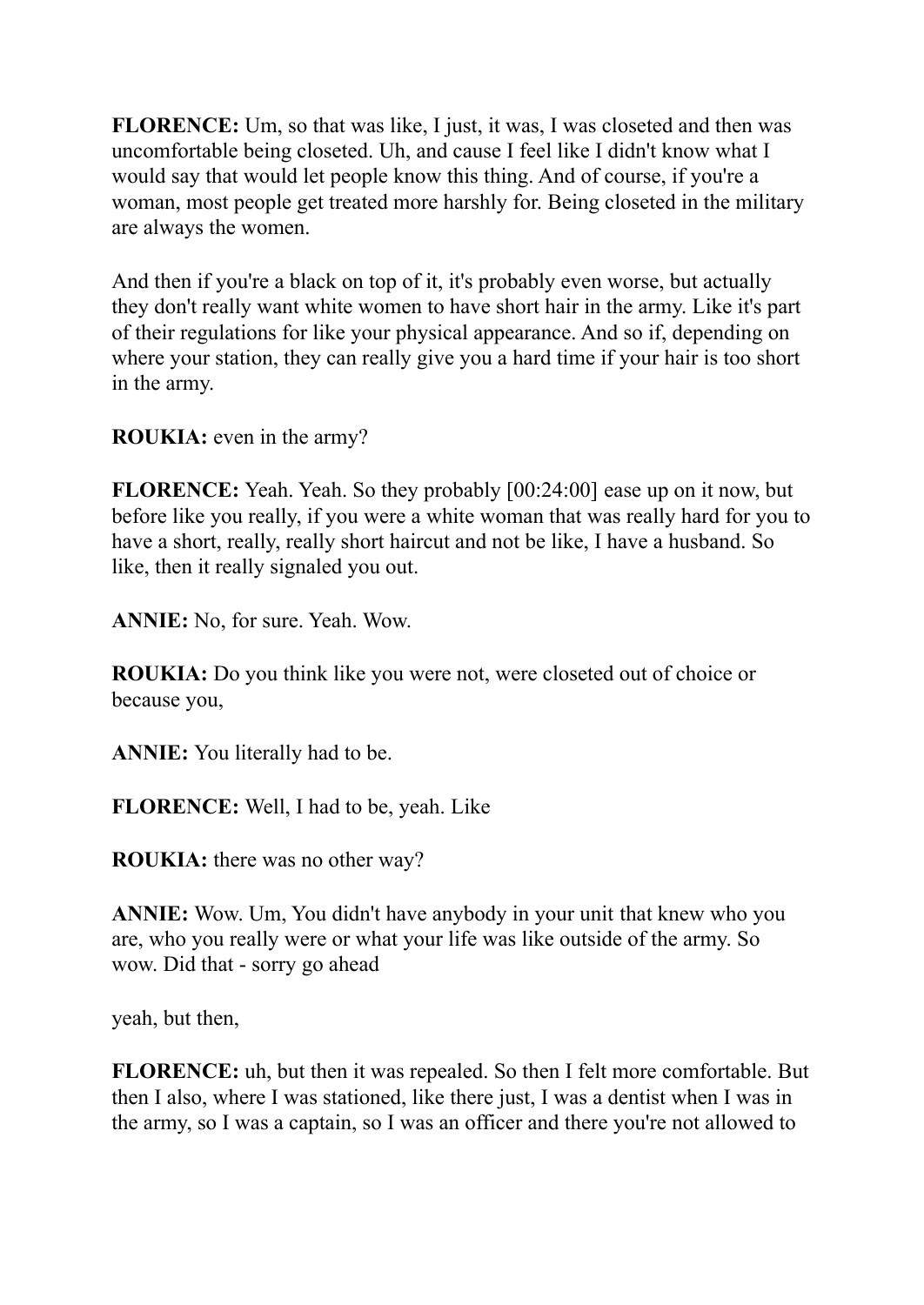**FLORENCE:** Um, so that was like, I just, it was, I was closeted and then was uncomfortable being closeted. Uh, and cause I feel like I didn't know what I would say that would let people know this thing. And of course, if you're a woman, most people get treated more harshly for. Being closeted in the military are always the women.

And then if you're a black on top of it, it's probably even worse, but actually they don't really want white women to have short hair in the army. Like it's part of their regulations for like your physical appearance. And so if, depending on where your station, they can really give you a hard time if your hair is too short in the army.

**ROUKIA:** even in the army?

**FLORENCE:** Yeah. Yeah. So they probably [00:24:00] ease up on it now, but before like you really, if you were a white woman that was really hard for you to have a short, really, really short haircut and not be like, I have a husband. So like, then it really signaled you out.

**ANNIE:** No, for sure. Yeah. Wow.

**ROUKIA:** Do you think like you were not, were closeted out of choice or because you,

**ANNIE:** You literally had to be.

**FLORENCE:** Well, I had to be, yeah. Like

**ROUKIA:** there was no other way?

**ANNIE:** Wow. Um, You didn't have anybody in your unit that knew who you are, who you really were or what your life was like outside of the army. So wow. Did that - sorry go ahead

yeah, but then,

**FLORENCE:** uh, but then it was repealed. So then I felt more comfortable. But then I also, where I was stationed, like there just, I was a dentist when I was in the army, so I was a captain, so I was an officer and there you're not allowed to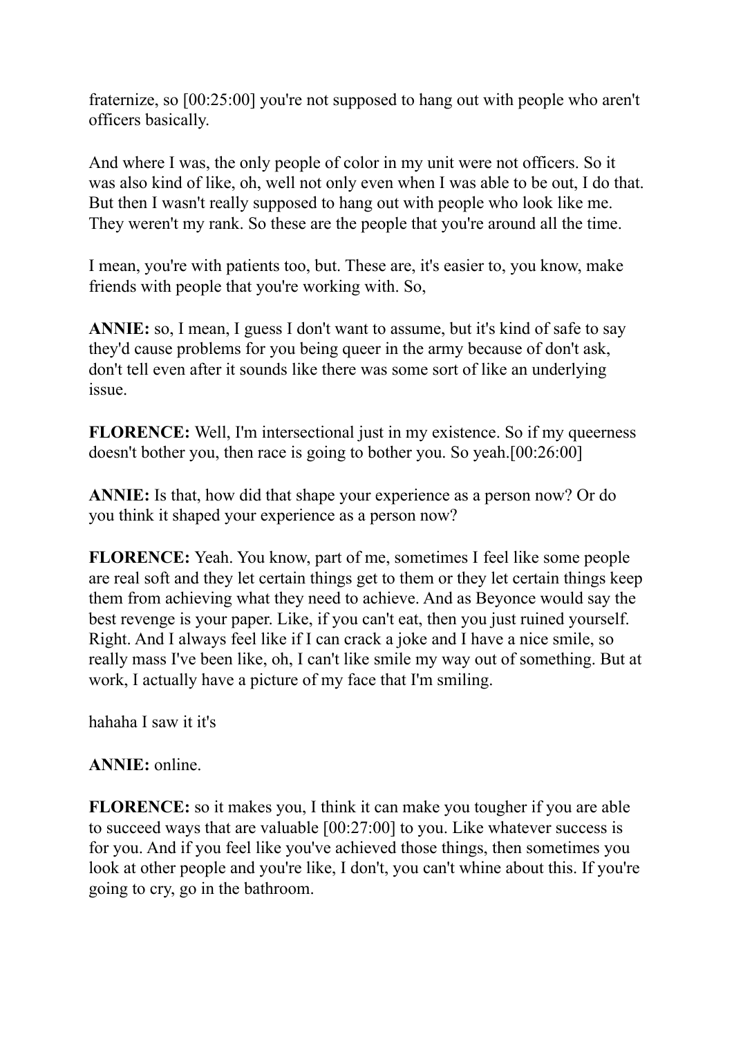fraternize, so [00:25:00] you're not supposed to hang out with people who aren't officers basically.

And where I was, the only people of color in my unit were not officers. So it was also kind of like, oh, well not only even when I was able to be out, I do that. But then I wasn't really supposed to hang out with people who look like me. They weren't my rank. So these are the people that you're around all the time.

I mean, you're with patients too, but. These are, it's easier to, you know, make friends with people that you're working with. So,

**ANNIE:** so, I mean, I guess I don't want to assume, but it's kind of safe to say they'd cause problems for you being queer in the army because of don't ask, don't tell even after it sounds like there was some sort of like an underlying issue.

**FLORENCE:** Well, I'm intersectional just in my existence. So if my queerness doesn't bother you, then race is going to bother you. So yeah.[00:26:00]

**ANNIE:** Is that, how did that shape your experience as a person now? Or do you think it shaped your experience as a person now?

**FLORENCE:** Yeah. You know, part of me, sometimes I feel like some people are real soft and they let certain things get to them or they let certain things keep them from achieving what they need to achieve. And as Beyonce would say the best revenge is your paper. Like, if you can't eat, then you just ruined yourself. Right. And I always feel like if I can crack a joke and I have a nice smile, so really mass I've been like, oh, I can't like smile my way out of something. But at work, I actually have a picture of my face that I'm smiling.

hahaha I saw it it's

**ANNIE:** online.

**FLORENCE:** so it makes you, I think it can make you tougher if you are able to succeed ways that are valuable [00:27:00] to you. Like whatever success is for you. And if you feel like you've achieved those things, then sometimes you look at other people and you're like, I don't, you can't whine about this. If you're going to cry, go in the bathroom.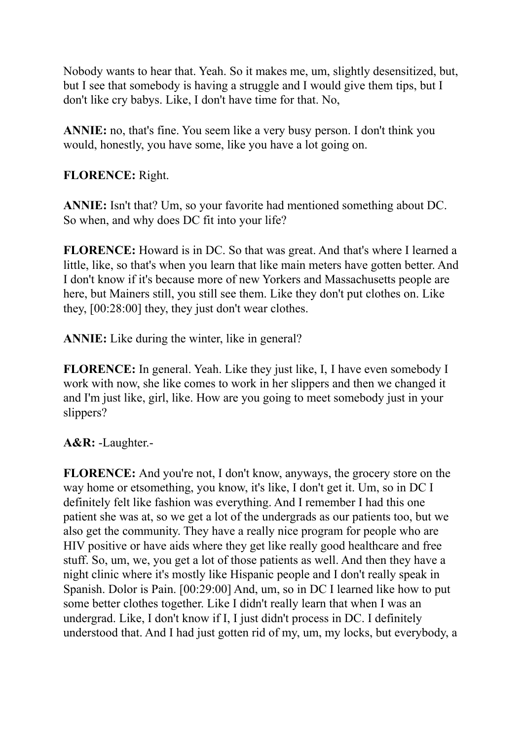Nobody wants to hear that. Yeah. So it makes me, um, slightly desensitized, but, but I see that somebody is having a struggle and I would give them tips, but I don't like cry babys. Like, I don't have time for that. No,

**ANNIE:** no, that's fine. You seem like a very busy person. I don't think you would, honestly, you have some, like you have a lot going on.

**FLORENCE:** Right.

**ANNIE:** Isn't that? Um, so your favorite had mentioned something about DC. So when, and why does DC fit into your life?

**FLORENCE:** Howard is in DC. So that was great. And that's where I learned a little, like, so that's when you learn that like main meters have gotten better. And I don't know if it's because more of new Yorkers and Massachusetts people are here, but Mainers still, you still see them. Like they don't put clothes on. Like they, [00:28:00] they, they just don't wear clothes.

**ANNIE:** Like during the winter, like in general?

**FLORENCE:** In general. Yeah. Like they just like, I, I have even somebody I work with now, she like comes to work in her slippers and then we changed it and I'm just like, girl, like. How are you going to meet somebody just in your slippers?

**A&R:** -Laughter.-

**FLORENCE:** And you're not, I don't know, anyways, the grocery store on the way home or etsomething, you know, it's like, I don't get it. Um, so in DC I definitely felt like fashion was everything. And I remember I had this one patient she was at, so we get a lot of the undergrads as our patients too, but we also get the community. They have a really nice program for people who are HIV positive or have aids where they get like really good healthcare and free stuff. So, um, we, you get a lot of those patients as well. And then they have a night clinic where it's mostly like Hispanic people and I don't really speak in Spanish. Dolor is Pain. [00:29:00] And, um, so in DC I learned like how to put some better clothes together. Like I didn't really learn that when I was an undergrad. Like, I don't know if I, I just didn't process in DC. I definitely understood that. And I had just gotten rid of my, um, my locks, but everybody, a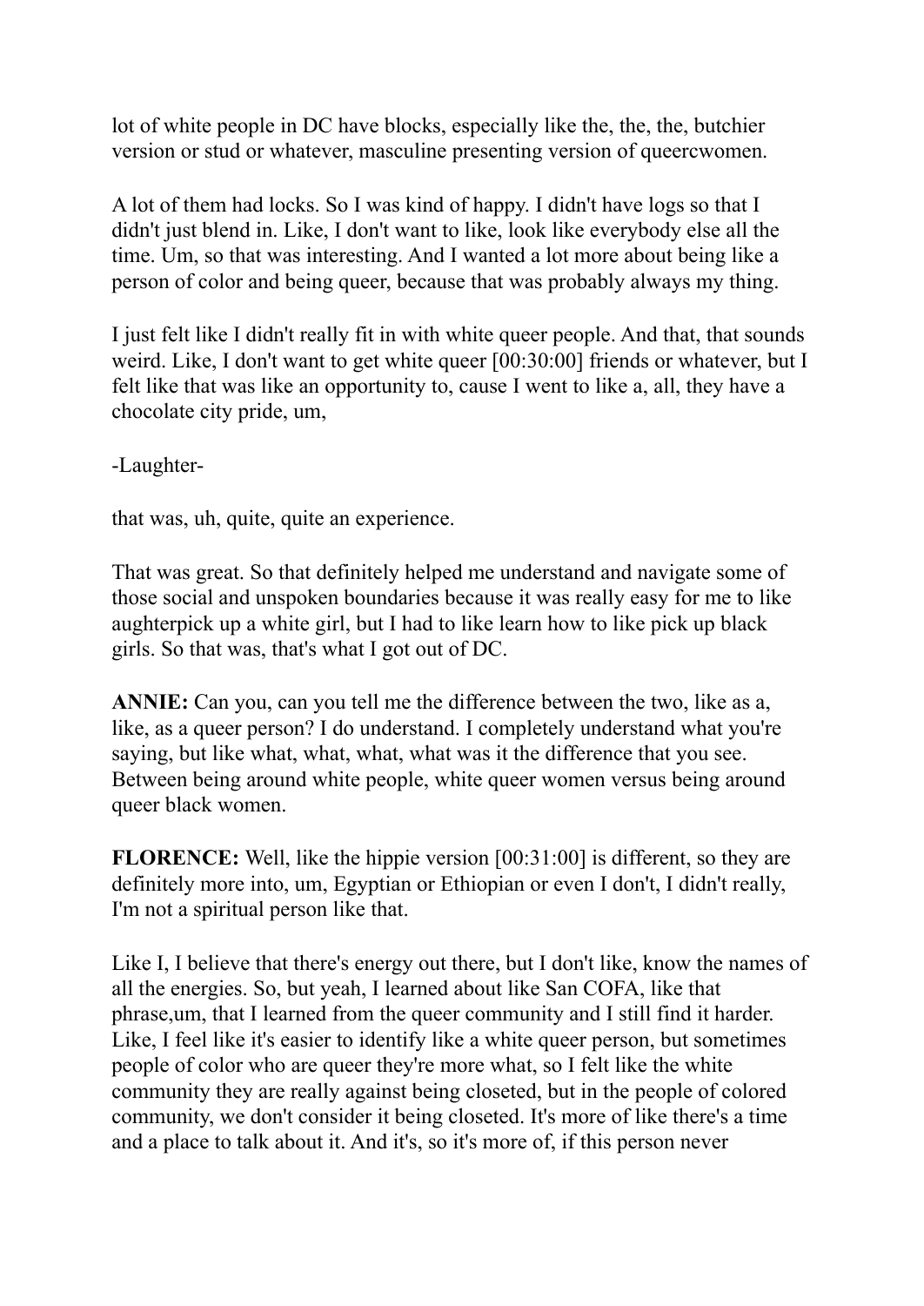lot of white people in DC have blocks, especially like the, the, the, butchier version or stud or whatever, masculine presenting version of queercwomen.

A lot of them had locks. So I was kind of happy. I didn't have logs so that I didn't just blend in. Like, I don't want to like, look like everybody else all the time. Um, so that was interesting. And I wanted a lot more about being like a person of color and being queer, because that was probably always my thing.

I just felt like I didn't really fit in with white queer people. And that, that sounds weird. Like, I don't want to get white queer [00:30:00] friends or whatever, but I felt like that was like an opportunity to, cause I went to like a, all, they have a chocolate city pride, um,

-Laughter-

that was, uh, quite, quite an experience.

That was great. So that definitely helped me understand and navigate some of those social and unspoken boundaries because it was really easy for me to like aughterpick up a white girl, but I had to like learn how to like pick up black girls. So that was, that's what I got out of DC.

**ANNIE:** Can you, can you tell me the difference between the two, like as a, like, as a queer person? I do understand. I completely understand what you're saying, but like what, what, what, what was it the difference that you see. Between being around white people, white queer women versus being around queer black women.

**FLORENCE:** Well, like the hippie version [00:31:00] is different, so they are definitely more into, um, Egyptian or Ethiopian or even I don't, I didn't really, I'm not a spiritual person like that.

Like I, I believe that there's energy out there, but I don't like, know the names of all the energies. So, but yeah, I learned about like San COFA, like that phrase,um, that I learned from the queer community and I still find it harder. Like, I feel like it's easier to identify like a white queer person, but sometimes people of color who are queer they're more what, so I felt like the white community they are really against being closeted, but in the people of colored community, we don't consider it being closeted. It's more of like there's a time and a place to talk about it. And it's, so it's more of, if this person never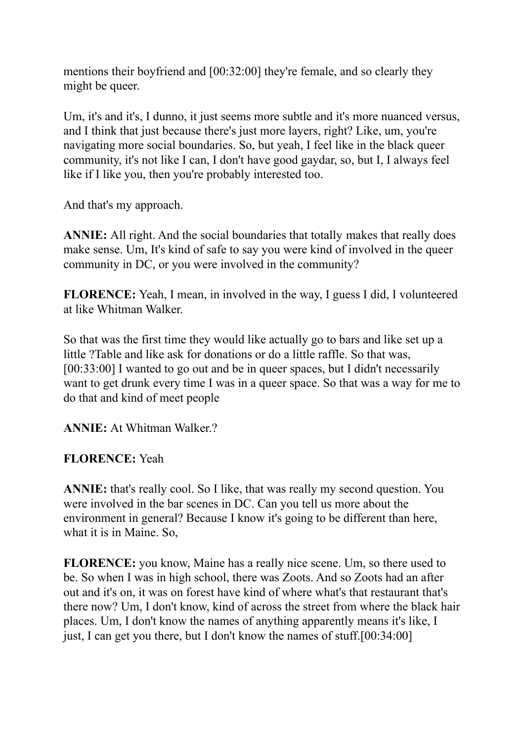mentions their boyfriend and [00:32:00] they're female, and so clearly they might be queer.

Um, it's and it's, I dunno, it just seems more subtle and it's more nuanced versus, and I think that just because there's just more layers, right? Like, um, you're navigating more social boundaries. So, but yeah, I feel like in the black queer community, it's not like I can, I don't have good gaydar, so, but I, I always feel like if I like you, then you're probably interested too.

And that's my approach.

**ANNIE:** All right. And the social boundaries that totally makes that really does make sense. Um, It's kind of safe to say you were kind of involved in the queer community in DC, or you were involved in the community?

**FLORENCE:** Yeah, I mean, in involved in the way, I guess I did, I volunteered at like Whitman Walker.

So that was the first time they would like actually go to bars and like set up a little ?Table and like ask for donations or do a little raffle. So that was, [00:33:00] I wanted to go out and be in queer spaces, but I didn't necessarily want to get drunk every time I was in a queer space. So that was a way for me to do that and kind of meet people

**ANNIE:** At Whitman Walker.?

**FLORENCE:** Yeah

**ANNIE:** that's really cool. So I like, that was really my second question. You were involved in the bar scenes in DC. Can you tell us more about the environment in general? Because I know it's going to be different than here, what it is in Maine. So,

**FLORENCE:** you know, Maine has a really nice scene. Um, so there used to be. So when I was in high school, there was Zoots. And so Zoots had an after out and it's on, it was on forest have kind of where what's that restaurant that's there now? Um, I don't know, kind of across the street from where the black hair places. Um, I don't know the names of anything apparently means it's like, I just, I can get you there, but I don't know the names of stuff.[00:34:00]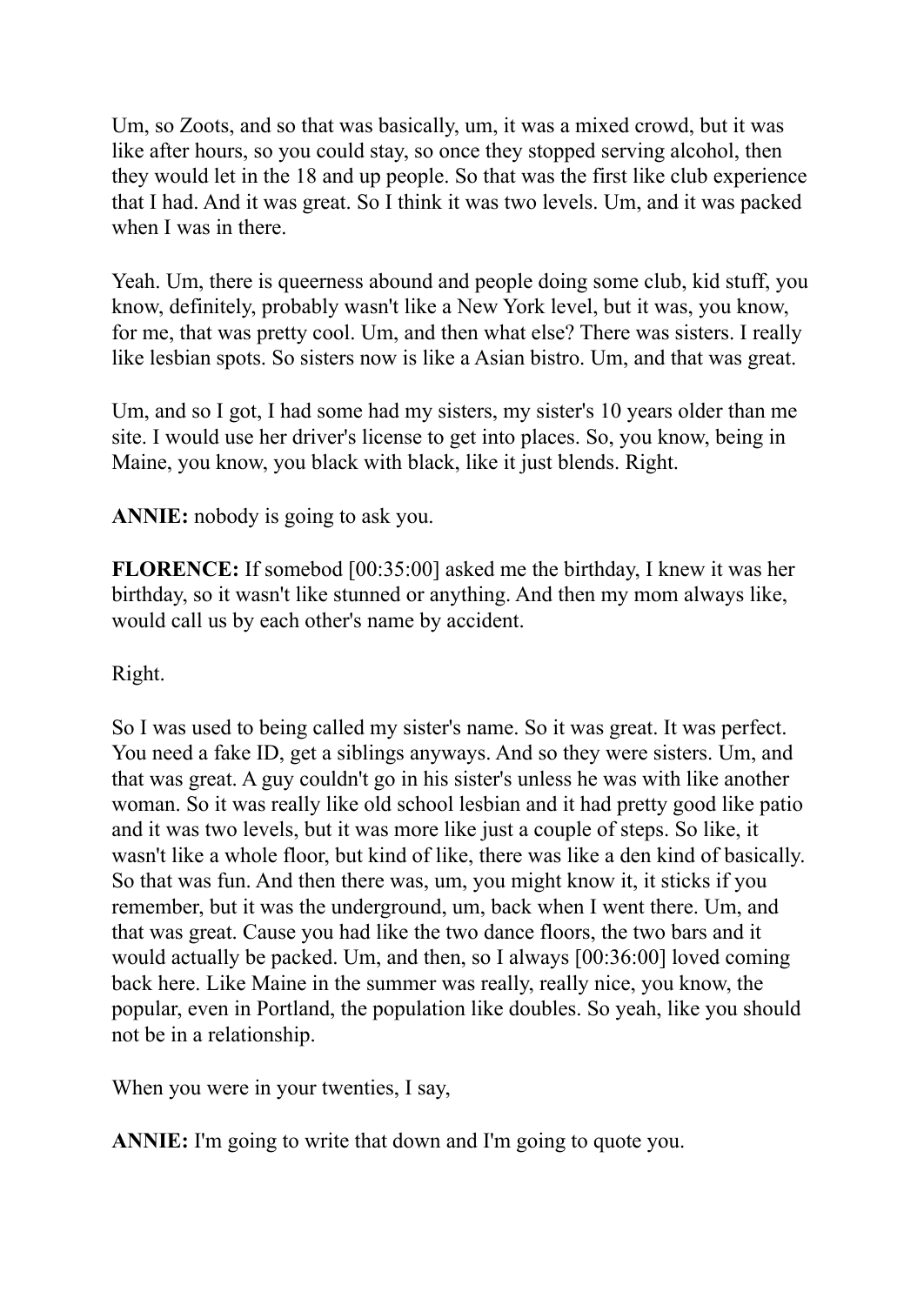Um, so Zoots, and so that was basically, um, it was a mixed crowd, but it was like after hours, so you could stay, so once they stopped serving alcohol, then they would let in the 18 and up people. So that was the first like club experience that I had. And it was great. So I think it was two levels. Um, and it was packed when I was in there.

Yeah. Um, there is queerness abound and people doing some club, kid stuff, you know, definitely, probably wasn't like a New York level, but it was, you know, for me, that was pretty cool. Um, and then what else? There was sisters. I really like lesbian spots. So sisters now is like a Asian bistro. Um, and that was great.

Um, and so I got, I had some had my sisters, my sister's 10 years older than me site. I would use her driver's license to get into places. So, you know, being in Maine, you know, you black with black, like it just blends. Right.

**ANNIE:** nobody is going to ask you.

**FLORENCE:** If somebod [00:35:00] asked me the birthday, I knew it was her birthday, so it wasn't like stunned or anything. And then my mom always like, would call us by each other's name by accident.

Right.

So I was used to being called my sister's name. So it was great. It was perfect. You need a fake ID, get a siblings anyways. And so they were sisters. Um, and that was great. A guy couldn't go in his sister's unless he was with like another woman. So it was really like old school lesbian and it had pretty good like patio and it was two levels, but it was more like just a couple of steps. So like, it wasn't like a whole floor, but kind of like, there was like a den kind of basically. So that was fun. And then there was, um, you might know it, it sticks if you remember, but it was the underground, um, back when I went there. Um, and that was great. Cause you had like the two dance floors, the two bars and it would actually be packed. Um, and then, so I always [00:36:00] loved coming back here. Like Maine in the summer was really, really nice, you know, the popular, even in Portland, the population like doubles. So yeah, like you should not be in a relationship.

When you were in your twenties, I say,

**ANNIE:** I'm going to write that down and I'm going to quote you.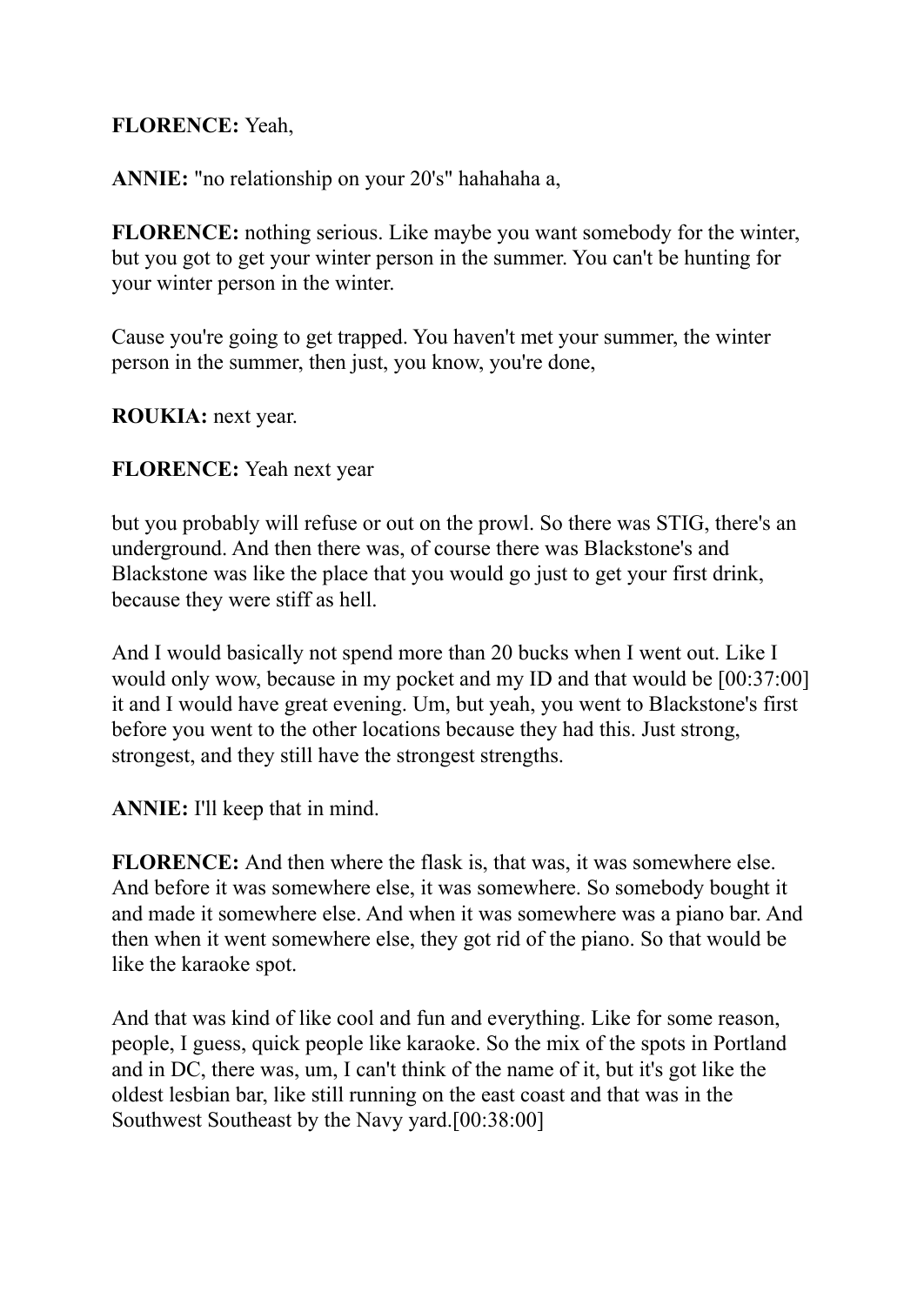**FLORENCE:** Yeah,

**ANNIE:** "no relationship on your 20's" hahahaha a,

**FLORENCE:** nothing serious. Like maybe you want somebody for the winter, but you got to get your winter person in the summer. You can't be hunting for your winter person in the winter.

Cause you're going to get trapped. You haven't met your summer, the winter person in the summer, then just, you know, you're done,

**ROUKIA:** next year.

**FLORENCE:** Yeah next year

but you probably will refuse or out on the prowl. So there was STIG, there's an underground. And then there was, of course there was Blackstone's and Blackstone was like the place that you would go just to get your first drink, because they were stiff as hell.

And I would basically not spend more than 20 bucks when I went out. Like I would only wow, because in my pocket and my ID and that would be [00:37:00] it and I would have great evening. Um, but yeah, you went to Blackstone's first before you went to the other locations because they had this. Just strong, strongest, and they still have the strongest strengths.

**ANNIE:** I'll keep that in mind.

**FLORENCE:** And then where the flask is, that was, it was somewhere else. And before it was somewhere else, it was somewhere. So somebody bought it and made it somewhere else. And when it was somewhere was a piano bar. And then when it went somewhere else, they got rid of the piano. So that would be like the karaoke spot.

And that was kind of like cool and fun and everything. Like for some reason, people, I guess, quick people like karaoke. So the mix of the spots in Portland and in DC, there was, um, I can't think of the name of it, but it's got like the oldest lesbian bar, like still running on the east coast and that was in the Southwest Southeast by the Navy yard.[00:38:00]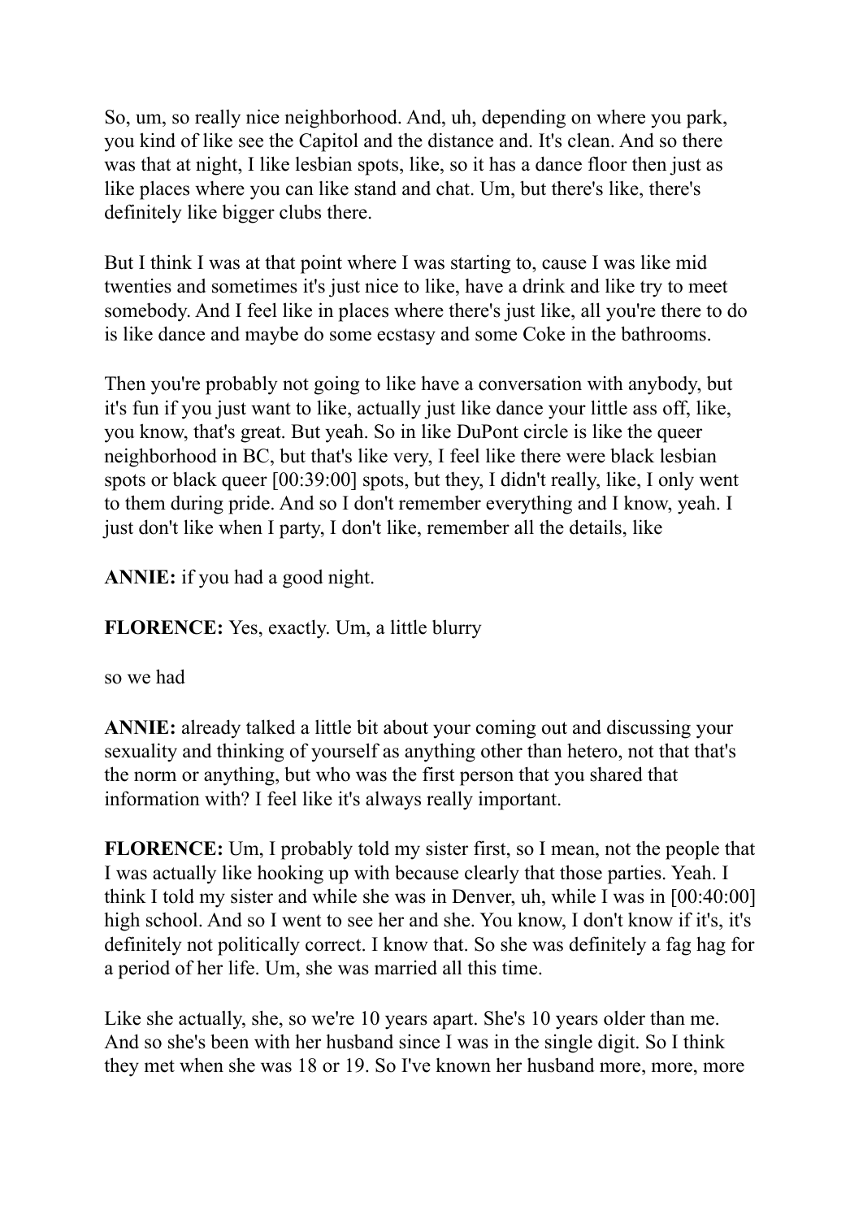So, um, so really nice neighborhood. And, uh, depending on where you park, you kind of like see the Capitol and the distance and. It's clean. And so there was that at night, I like lesbian spots, like, so it has a dance floor then just as like places where you can like stand and chat. Um, but there's like, there's definitely like bigger clubs there.

But I think I was at that point where I was starting to, cause I was like mid twenties and sometimes it's just nice to like, have a drink and like try to meet somebody. And I feel like in places where there's just like, all you're there to do is like dance and maybe do some ecstasy and some Coke in the bathrooms.

Then you're probably not going to like have a conversation with anybody, but it's fun if you just want to like, actually just like dance your little ass off, like, you know, that's great. But yeah. So in like DuPont circle is like the queer neighborhood in BC, but that's like very, I feel like there were black lesbian spots or black queer [00:39:00] spots, but they, I didn't really, like, I only went to them during pride. And so I don't remember everything and I know, yeah. I just don't like when I party, I don't like, remember all the details, like

**ANNIE:** if you had a good night.

**FLORENCE:** Yes, exactly. Um, a little blurry

so we had

**ANNIE:** already talked a little bit about your coming out and discussing your sexuality and thinking of yourself as anything other than hetero, not that that's the norm or anything, but who was the first person that you shared that information with? I feel like it's always really important.

**FLORENCE:** Um, I probably told my sister first, so I mean, not the people that I was actually like hooking up with because clearly that those parties. Yeah. I think I told my sister and while she was in Denver, uh, while I was in [00:40:00] high school. And so I went to see her and she. You know, I don't know if it's, it's definitely not politically correct. I know that. So she was definitely a fag hag for a period of her life. Um, she was married all this time.

Like she actually, she, so we're 10 years apart. She's 10 years older than me. And so she's been with her husband since I was in the single digit. So I think they met when she was 18 or 19. So I've known her husband more, more, more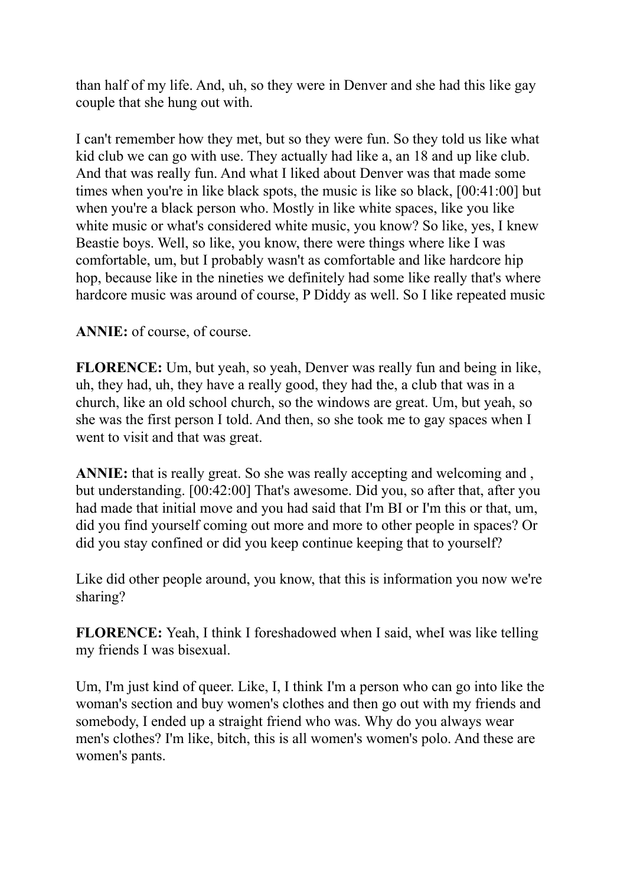than half of my life. And, uh, so they were in Denver and she had this like gay couple that she hung out with.

I can't remember how they met, but so they were fun. So they told us like what kid club we can go with use. They actually had like a, an 18 and up like club. And that was really fun. And what I liked about Denver was that made some times when you're in like black spots, the music is like so black, [00:41:00] but when you're a black person who. Mostly in like white spaces, like you like white music or what's considered white music, you know? So like, yes, I knew Beastie boys. Well, so like, you know, there were things where like I was comfortable, um, but I probably wasn't as comfortable and like hardcore hip hop, because like in the nineties we definitely had some like really that's where hardcore music was around of course, P Diddy as well. So I like repeated music

**ANNIE:** of course, of course.

**FLORENCE:** Um, but yeah, so yeah, Denver was really fun and being in like, uh, they had, uh, they have a really good, they had the, a club that was in a church, like an old school church, so the windows are great. Um, but yeah, so she was the first person I told. And then, so she took me to gay spaces when I went to visit and that was great.

**ANNIE:** that is really great. So she was really accepting and welcoming and , but understanding. [00:42:00] That's awesome. Did you, so after that, after you had made that initial move and you had said that I'm BI or I'm this or that, um, did you find yourself coming out more and more to other people in spaces? Or did you stay confined or did you keep continue keeping that to yourself?

Like did other people around, you know, that this is information you now we're sharing?

**FLORENCE:** Yeah, I think I foreshadowed when I said, wheI was like telling my friends I was bisexual.

Um, I'm just kind of queer. Like, I, I think I'm a person who can go into like the woman's section and buy women's clothes and then go out with my friends and somebody, I ended up a straight friend who was. Why do you always wear men's clothes? I'm like, bitch, this is all women's women's polo. And these are women's pants.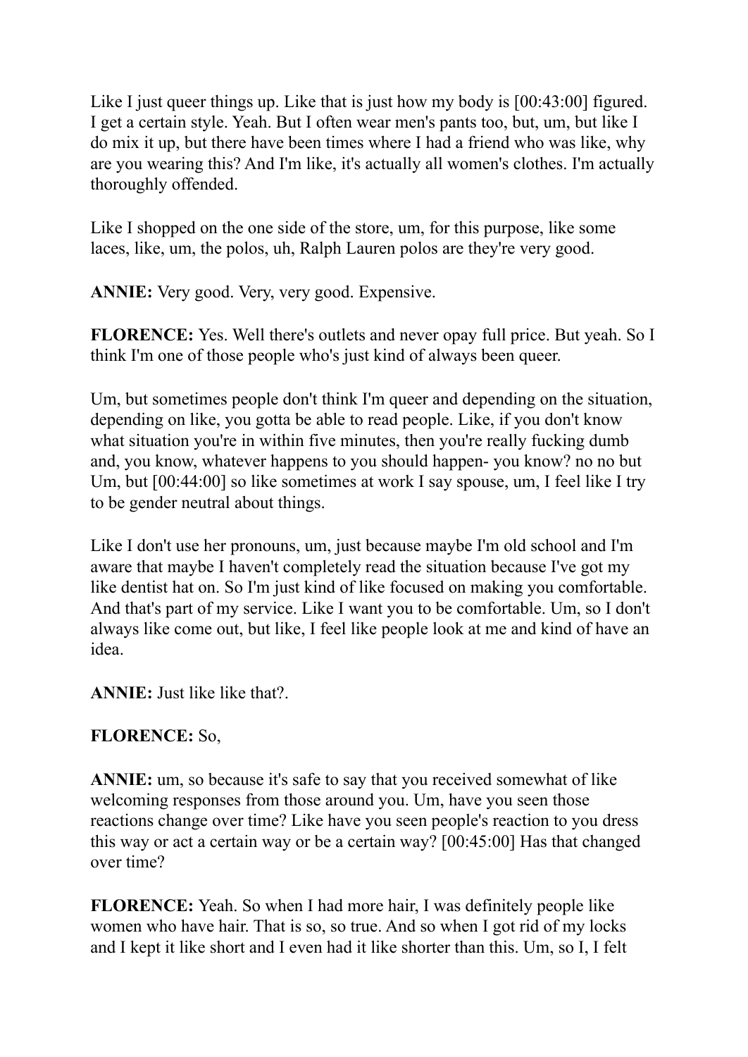Like I just queer things up. Like that is just how my body is [00:43:00] figured. I get a certain style. Yeah. But I often wear men's pants too, but, um, but like I do mix it up, but there have been times where I had a friend who was like, why are you wearing this? And I'm like, it's actually all women's clothes. I'm actually thoroughly offended.

Like I shopped on the one side of the store, um, for this purpose, like some laces, like, um, the polos, uh, Ralph Lauren polos are they're very good.

**ANNIE:** Very good. Very, very good. Expensive.

**FLORENCE:** Yes. Well there's outlets and never opay full price. But yeah. So I think I'm one of those people who's just kind of always been queer.

Um, but sometimes people don't think I'm queer and depending on the situation, depending on like, you gotta be able to read people. Like, if you don't know what situation you're in within five minutes, then you're really fucking dumb and, you know, whatever happens to you should happen- you know? no no but Um, but [00:44:00] so like sometimes at work I say spouse, um, I feel like I try to be gender neutral about things.

Like I don't use her pronouns, um, just because maybe I'm old school and I'm aware that maybe I haven't completely read the situation because I've got my like dentist hat on. So I'm just kind of like focused on making you comfortable. And that's part of my service. Like I want you to be comfortable. Um, so I don't always like come out, but like, I feel like people look at me and kind of have an idea.

**ANNIE:** Just like like that?.

**FLORENCE:** So,

**ANNIE:** um, so because it's safe to say that you received somewhat of like welcoming responses from those around you. Um, have you seen those reactions change over time? Like have you seen people's reaction to you dress this way or act a certain way or be a certain way? [00:45:00] Has that changed over time?

**FLORENCE:** Yeah. So when I had more hair, I was definitely people like women who have hair. That is so, so true. And so when I got rid of my locks and I kept it like short and I even had it like shorter than this. Um, so I, I felt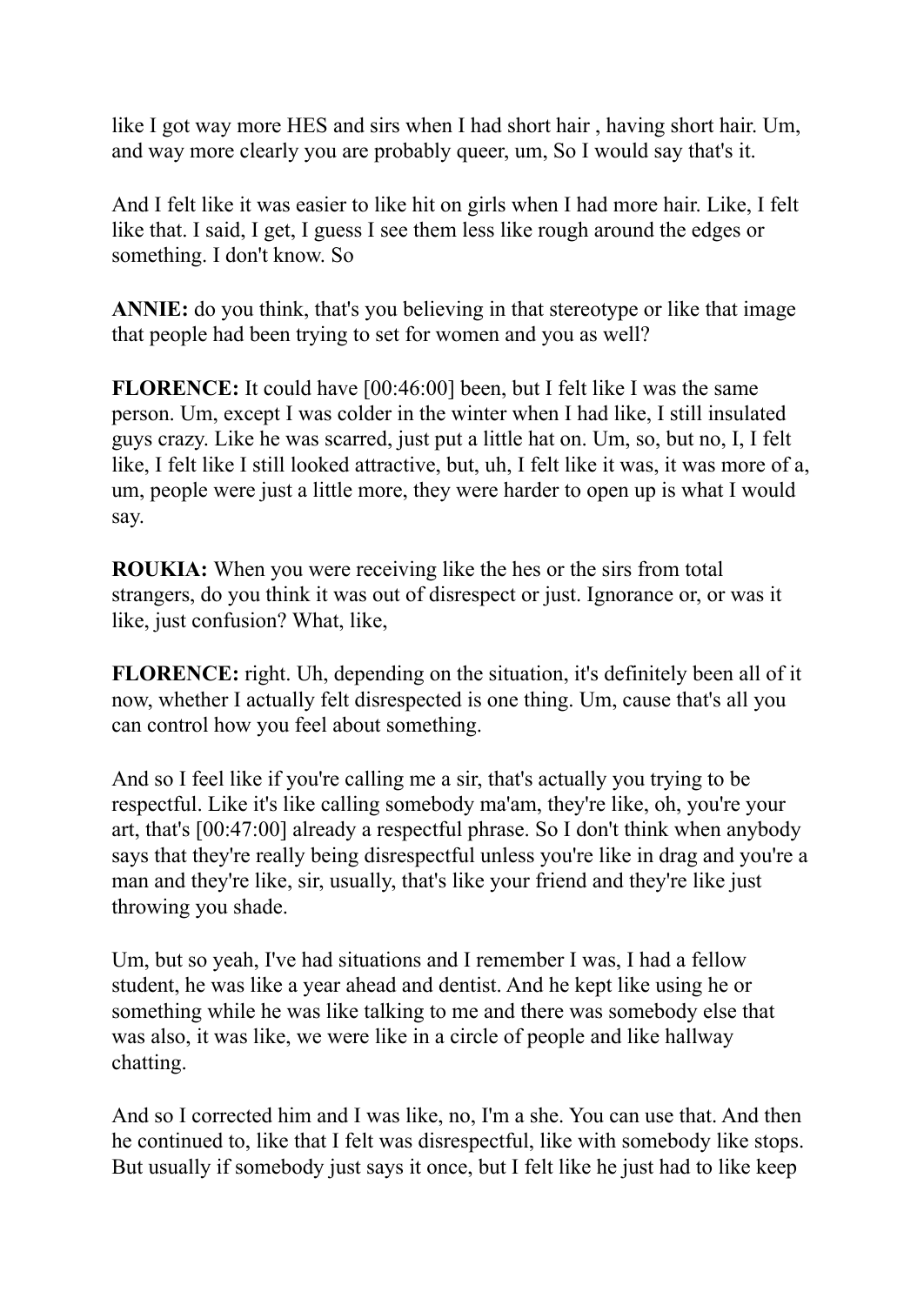like I got way more HES and sirs when I had short hair , having short hair. Um, and way more clearly you are probably queer, um, So I would say that's it.

And I felt like it was easier to like hit on girls when I had more hair. Like, I felt like that. I said, I get, I guess I see them less like rough around the edges or something. I don't know. So

**ANNIE:** do you think, that's you believing in that stereotype or like that image that people had been trying to set for women and you as well?

**FLORENCE:** It could have [00:46:00] been, but I felt like I was the same person. Um, except I was colder in the winter when I had like, I still insulated guys crazy. Like he was scarred, just put a little hat on. Um, so, but no, I, I felt like, I felt like I still looked attractive, but, uh, I felt like it was, it was more of a, um, people were just a little more, they were harder to open up is what I would say.

**ROUKIA:** When you were receiving like the hes or the sirs from total strangers, do you think it was out of disrespect or just. Ignorance or, or was it like, just confusion? What, like,

**FLORENCE:** right. Uh, depending on the situation, it's definitely been all of it now, whether I actually felt disrespected is one thing. Um, cause that's all you can control how you feel about something.

And so I feel like if you're calling me a sir, that's actually you trying to be respectful. Like it's like calling somebody ma'am, they're like, oh, you're your art, that's [00:47:00] already a respectful phrase. So I don't think when anybody says that they're really being disrespectful unless you're like in drag and you're a man and they're like, sir, usually, that's like your friend and they're like just throwing you shade.

Um, but so yeah, I've had situations and I remember I was, I had a fellow student, he was like a year ahead and dentist. And he kept like using he or something while he was like talking to me and there was somebody else that was also, it was like, we were like in a circle of people and like hallway chatting.

And so I corrected him and I was like, no, I'm a she. You can use that. And then he continued to, like that I felt was disrespectful, like with somebody like stops. But usually if somebody just says it once, but I felt like he just had to like keep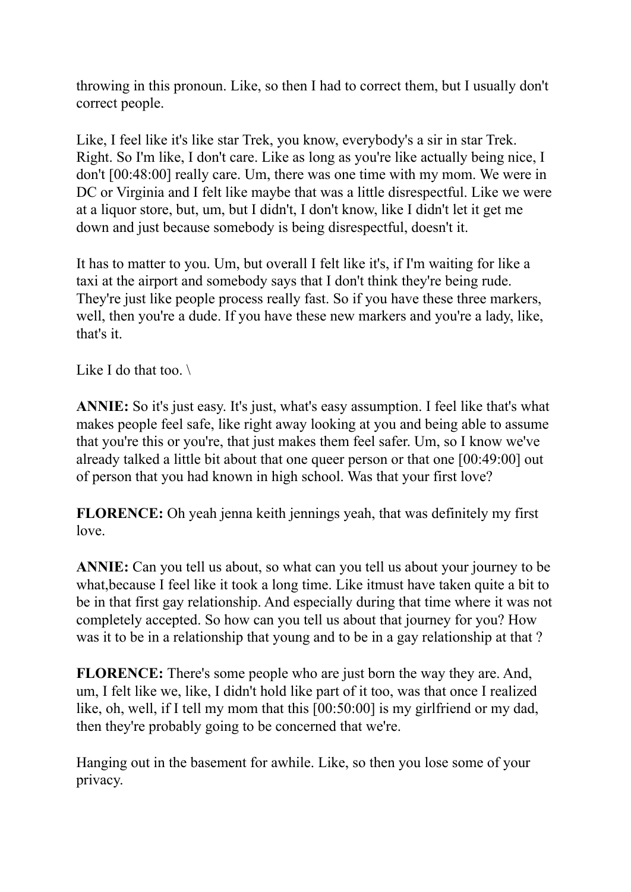throwing in this pronoun. Like, so then I had to correct them, but I usually don't correct people.

Like, I feel like it's like star Trek, you know, everybody's a sir in star Trek. Right. So I'm like, I don't care. Like as long as you're like actually being nice, I don't [00:48:00] really care. Um, there was one time with my mom. We were in DC or Virginia and I felt like maybe that was a little disrespectful. Like we were at a liquor store, but, um, but I didn't, I don't know, like I didn't let it get me down and just because somebody is being disrespectful, doesn't it.

It has to matter to you. Um, but overall I felt like it's, if I'm waiting for like a taxi at the airport and somebody says that I don't think they're being rude. They're just like people process really fast. So if you have these three markers, well, then you're a dude. If you have these new markers and you're a lady, like, that's it.

Like I do that too. \

**ANNIE:** So it's just easy. It's just, what's easy assumption. I feel like that's what makes people feel safe, like right away looking at you and being able to assume that you're this or you're, that just makes them feel safer. Um, so I know we've already talked a little bit about that one queer person or that one [00:49:00] out of person that you had known in high school. Was that your first love?

**FLORENCE:** Oh yeah jenna keith jennings yeah, that was definitely my first love.

**ANNIE:** Can you tell us about, so what can you tell us about your journey to be what,because I feel like it took a long time. Like itmust have taken quite a bit to be in that first gay relationship. And especially during that time where it was not completely accepted. So how can you tell us about that journey for you? How was it to be in a relationship that young and to be in a gay relationship at that ?

**FLORENCE:** There's some people who are just born the way they are. And, um, I felt like we, like, I didn't hold like part of it too, was that once I realized like, oh, well, if I tell my mom that this [00:50:00] is my girlfriend or my dad, then they're probably going to be concerned that we're.

Hanging out in the basement for awhile. Like, so then you lose some of your privacy.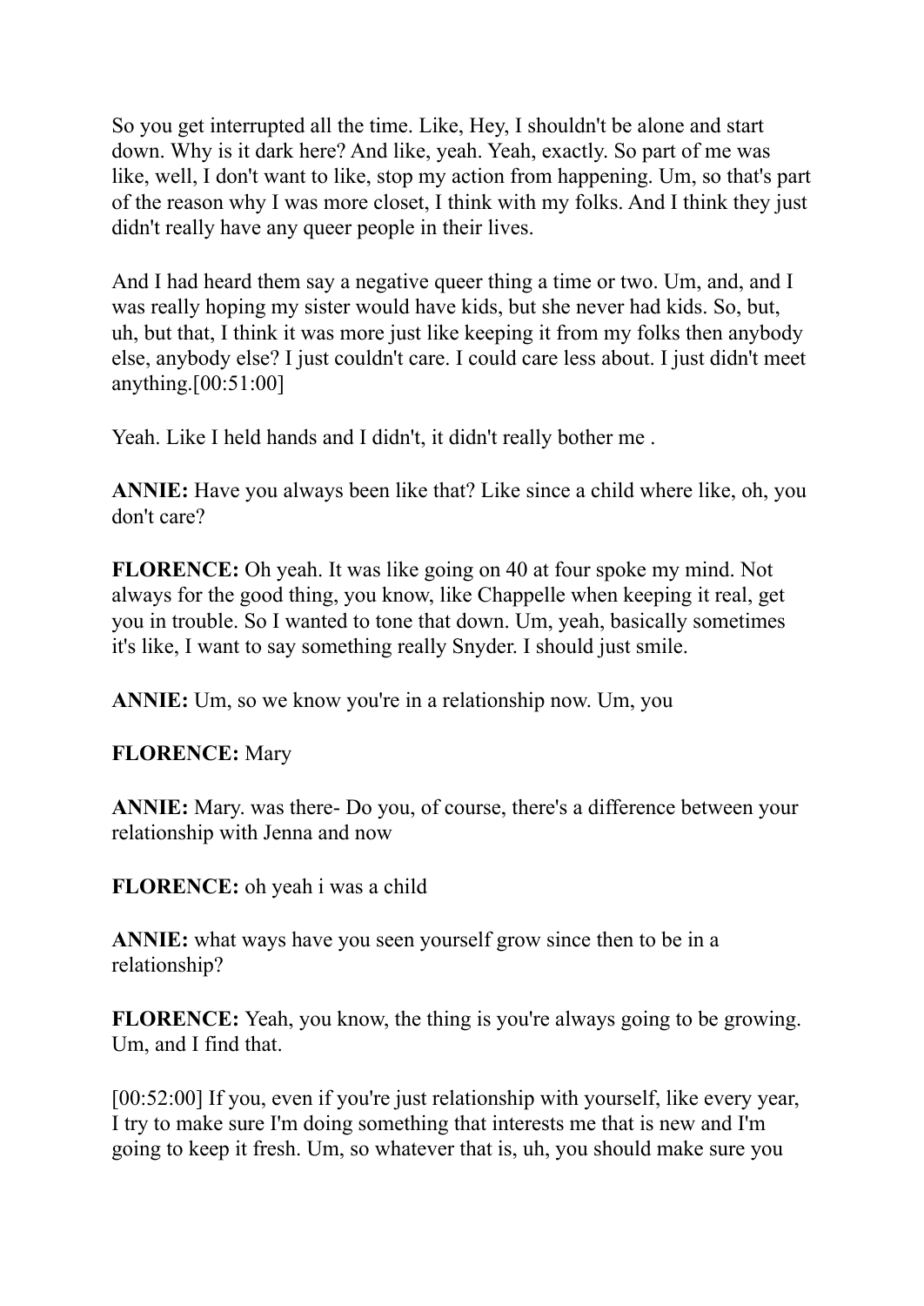So you get interrupted all the time. Like, Hey, I shouldn't be alone and start down. Why is it dark here? And like, yeah. Yeah, exactly. So part of me was like, well, I don't want to like, stop my action from happening. Um, so that's part of the reason why I was more closet, I think with my folks. And I think they just didn't really have any queer people in their lives.

And I had heard them say a negative queer thing a time or two. Um, and, and I was really hoping my sister would have kids, but she never had kids. So, but, uh, but that, I think it was more just like keeping it from my folks then anybody else, anybody else? I just couldn't care. I could care less about. I just didn't meet anything.[00:51:00]

Yeah. Like I held hands and I didn't, it didn't really bother me .

**ANNIE:** Have you always been like that? Like since a child where like, oh, you don't care?

**FLORENCE:** Oh yeah. It was like going on 40 at four spoke my mind. Not always for the good thing, you know, like Chappelle when keeping it real, get you in trouble. So I wanted to tone that down. Um, yeah, basically sometimes it's like, I want to say something really Snyder. I should just smile.

**ANNIE:** Um, so we know you're in a relationship now. Um, you

**FLORENCE:** Mary

**ANNIE:** Mary. was there- Do you, of course, there's a difference between your relationship with Jenna and now

**FLORENCE:** oh yeah i was a child

**ANNIE:** what ways have you seen yourself grow since then to be in a relationship?

**FLORENCE:** Yeah, you know, the thing is you're always going to be growing. Um, and I find that.

[00:52:00] If you, even if you're just relationship with yourself, like every year, I try to make sure I'm doing something that interests me that is new and I'm going to keep it fresh. Um, so whatever that is, uh, you should make sure you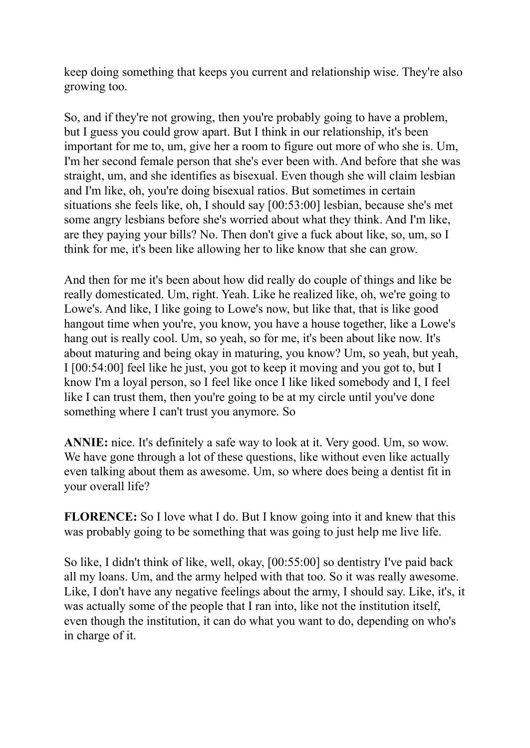keep doing something that keeps you current and relationship wise. They're also growing too.

So, and if they're not growing, then you're probably going to have a problem, but I guess you could grow apart. But I think in our relationship, it's been important for me to, um, give her a room to figure out more of who she is. Um, I'm her second female person that she's ever been with. And before that she was straight, um, and she identifies as bisexual. Even though she will claim lesbian and I'm like, oh, you're doing bisexual ratios. But sometimes in certain situations she feels like, oh, I should say [00:53:00] lesbian, because she's met some angry lesbians before she's worried about what they think. And I'm like, are they paying your bills? No. Then don't give a fuck about like, so, um, so I think for me, it's been like allowing her to like know that she can grow.

And then for me it's been about how did really do couple of things and like be really domesticated. Um, right. Yeah. Like he realized like, oh, we're going to Lowe's. And like, I like going to Lowe's now, but like that, that is like good hangout time when you're, you know, you have a house together, like a Lowe's hang out is really cool. Um, so yeah, so for me, it's been about like now. It's about maturing and being okay in maturing, you know? Um, so yeah, but yeah, I [00:54:00] feel like he just, you got to keep it moving and you got to, but I know I'm a loyal person, so I feel like once I like liked somebody and I, I feel like I can trust them, then you're going to be at my circle until you've done something where I can't trust you anymore. So

**ANNIE:** nice. It's definitely a safe way to look at it. Very good. Um, so wow. We have gone through a lot of these questions, like without even like actually even talking about them as awesome. Um, so where does being a dentist fit in your overall life?

**FLORENCE:** So I love what I do. But I know going into it and knew that this was probably going to be something that was going to just help me live life.

So like, I didn't think of like, well, okay, [00:55:00] so dentistry I've paid back all my loans. Um, and the army helped with that too. So it was really awesome. Like, I don't have any negative feelings about the army, I should say. Like, it's, it was actually some of the people that I ran into, like not the institution itself, even though the institution, it can do what you want to do, depending on who's in charge of it.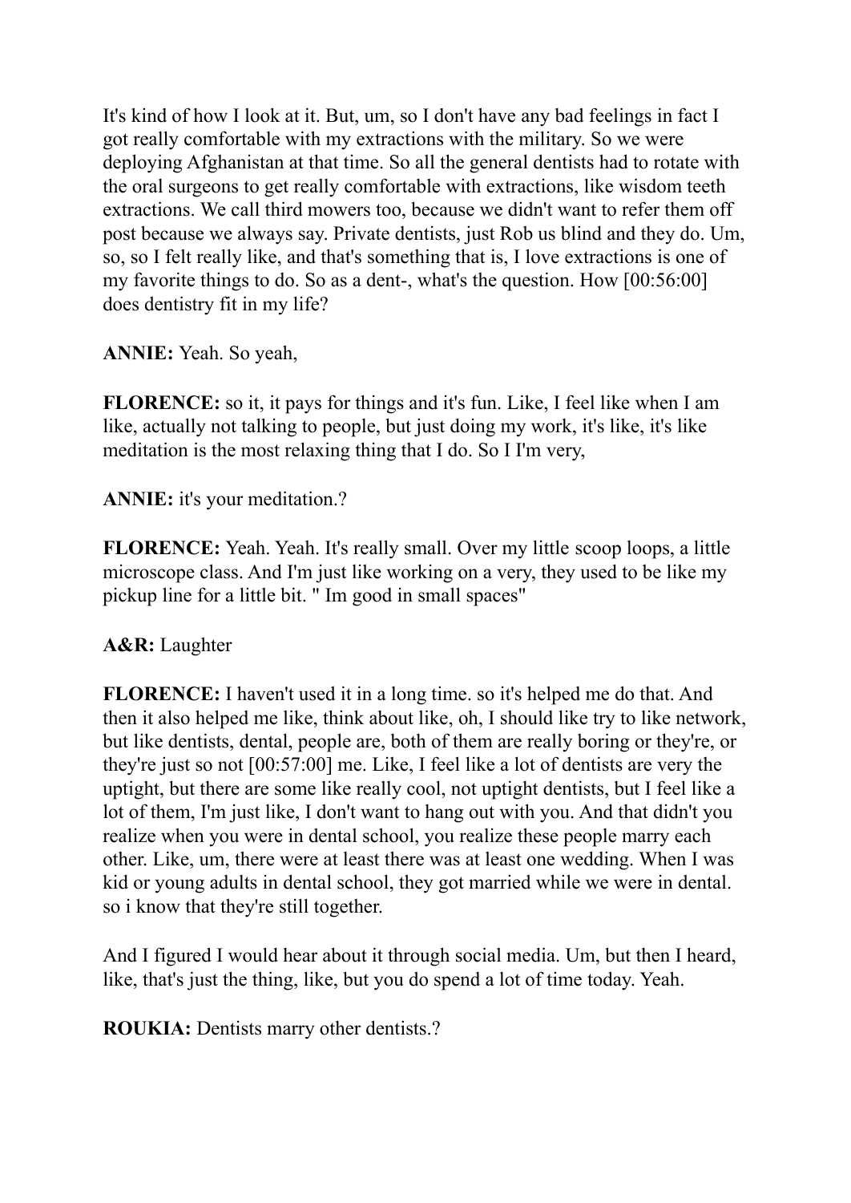It's kind of how I look at it. But, um, so I don't have any bad feelings in fact I got really comfortable with my extractions with the military. So we were deploying Afghanistan at that time. So all the general dentists had to rotate with the oral surgeons to get really comfortable with extractions, like wisdom teeth extractions. We call third mowers too, because we didn't want to refer them off post because we always say. Private dentists, just Rob us blind and they do. Um, so, so I felt really like, and that's something that is, I love extractions is one of my favorite things to do. So as a dent-, what's the question. How [00:56:00] does dentistry fit in my life?

**ANNIE:** Yeah. So yeah,

**FLORENCE:** so it, it pays for things and it's fun. Like, I feel like when I am like, actually not talking to people, but just doing my work, it's like, it's like meditation is the most relaxing thing that I do. So I I'm very,

**ANNIE:** it's your meditation.?

**FLORENCE:** Yeah. Yeah. It's really small. Over my little scoop loops, a little microscope class. And I'm just like working on a very, they used to be like my pickup line for a little bit. " Im good in small spaces"

**A&R:** Laughter

**FLORENCE:** I haven't used it in a long time. so it's helped me do that. And then it also helped me like, think about like, oh, I should like try to like network, but like dentists, dental, people are, both of them are really boring or they're, or they're just so not [00:57:00] me. Like, I feel like a lot of dentists are very the uptight, but there are some like really cool, not uptight dentists, but I feel like a lot of them, I'm just like, I don't want to hang out with you. And that didn't you realize when you were in dental school, you realize these people marry each other. Like, um, there were at least there was at least one wedding. When I was kid or young adults in dental school, they got married while we were in dental. so i know that they're still together.

And I figured I would hear about it through social media. Um, but then I heard, like, that's just the thing, like, but you do spend a lot of time today. Yeah.

**ROUKIA:** Dentists marry other dentists.?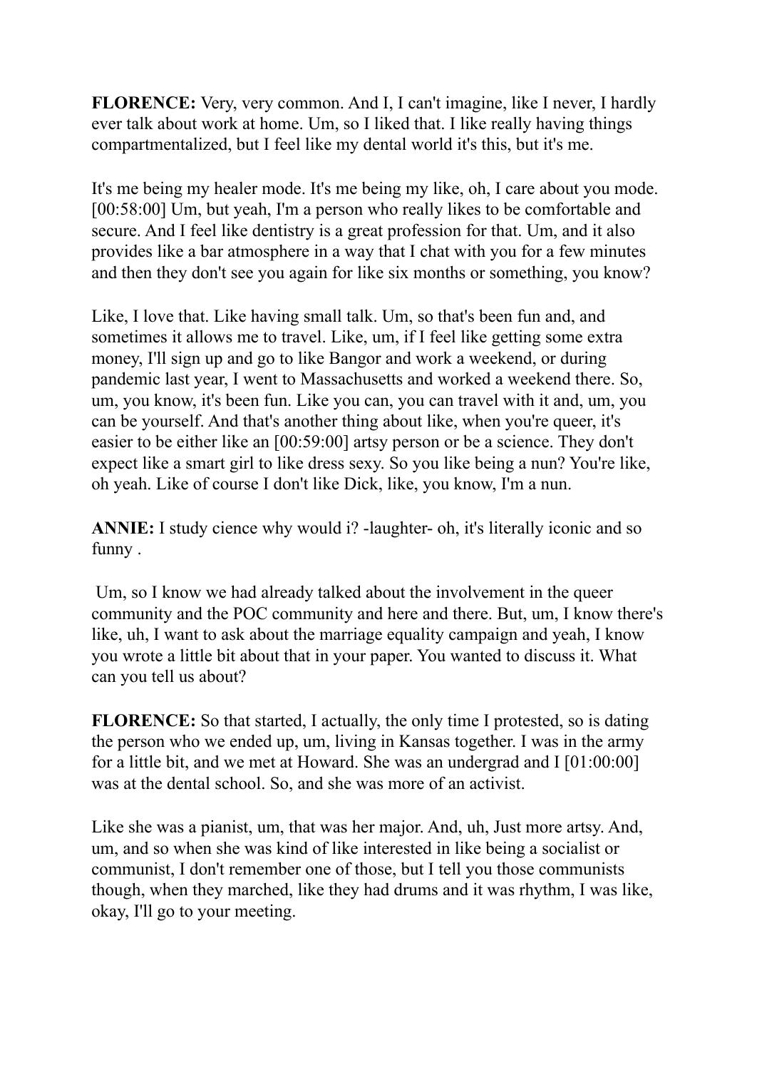**FLORENCE:** Very, very common. And I, I can't imagine, like I never, I hardly ever talk about work at home. Um, so I liked that. I like really having things compartmentalized, but I feel like my dental world it's this, but it's me.

It's me being my healer mode. It's me being my like, oh, I care about you mode. [00:58:00] Um, but yeah, I'm a person who really likes to be comfortable and secure. And I feel like dentistry is a great profession for that. Um, and it also provides like a bar atmosphere in a way that I chat with you for a few minutes and then they don't see you again for like six months or something, you know?

Like, I love that. Like having small talk. Um, so that's been fun and, and sometimes it allows me to travel. Like, um, if I feel like getting some extra money, I'll sign up and go to like Bangor and work a weekend, or during pandemic last year, I went to Massachusetts and worked a weekend there. So, um, you know, it's been fun. Like you can, you can travel with it and, um, you can be yourself. And that's another thing about like, when you're queer, it's easier to be either like an [00:59:00] artsy person or be a science. They don't expect like a smart girl to like dress sexy. So you like being a nun? You're like, oh yeah. Like of course I don't like Dick, like, you know, I'm a nun.

**ANNIE:** I study cience why would i? -laughter- oh, it's literally iconic and so funny .

Um, so I know we had already talked about the involvement in the queer community and the POC community and here and there. But, um, I know there's like, uh, I want to ask about the marriage equality campaign and yeah, I know you wrote a little bit about that in your paper. You wanted to discuss it. What can you tell us about?

**FLORENCE:** So that started, I actually, the only time I protested, so is dating the person who we ended up, um, living in Kansas together. I was in the army for a little bit, and we met at Howard. She was an undergrad and I [01:00:00] was at the dental school. So, and she was more of an activist.

Like she was a pianist, um, that was her major. And, uh, Just more artsy. And, um, and so when she was kind of like interested in like being a socialist or communist, I don't remember one of those, but I tell you those communists though, when they marched, like they had drums and it was rhythm, I was like, okay, I'll go to your meeting.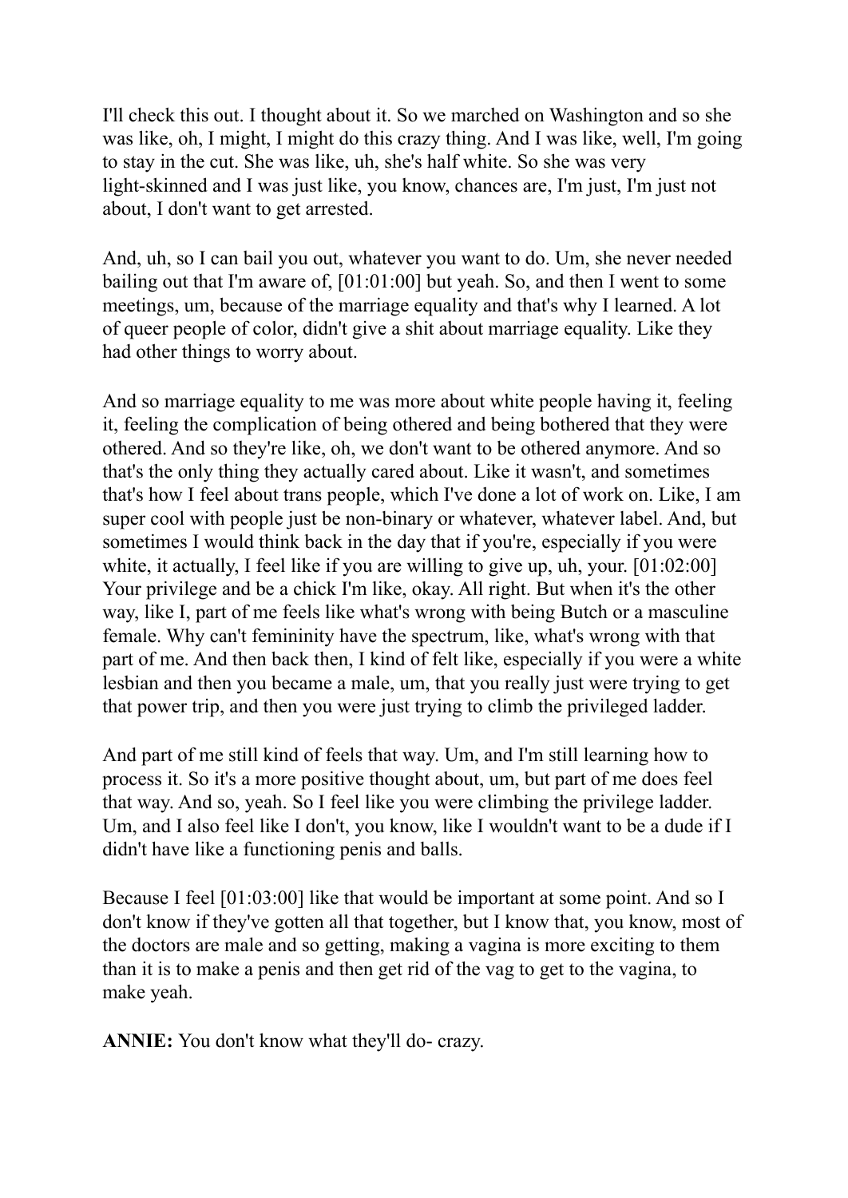I'll check this out. I thought about it. So we marched on Washington and so she was like, oh, I might, I might do this crazy thing. And I was like, well, I'm going to stay in the cut. She was like, uh, she's half white. So she was very light-skinned and I was just like, you know, chances are, I'm just, I'm just not about, I don't want to get arrested.

And, uh, so I can bail you out, whatever you want to do. Um, she never needed bailing out that I'm aware of, [01:01:00] but yeah. So, and then I went to some meetings, um, because of the marriage equality and that's why I learned. A lot of queer people of color, didn't give a shit about marriage equality. Like they had other things to worry about.

And so marriage equality to me was more about white people having it, feeling it, feeling the complication of being othered and being bothered that they were othered. And so they're like, oh, we don't want to be othered anymore. And so that's the only thing they actually cared about. Like it wasn't, and sometimes that's how I feel about trans people, which I've done a lot of work on. Like, I am super cool with people just be non-binary or whatever, whatever label. And, but sometimes I would think back in the day that if you're, especially if you were white, it actually, I feel like if you are willing to give up, uh, your. [01:02:00] Your privilege and be a chick I'm like, okay. All right. But when it's the other way, like I, part of me feels like what's wrong with being Butch or a masculine female. Why can't femininity have the spectrum, like, what's wrong with that part of me. And then back then, I kind of felt like, especially if you were a white lesbian and then you became a male, um, that you really just were trying to get that power trip, and then you were just trying to climb the privileged ladder.

And part of me still kind of feels that way. Um, and I'm still learning how to process it. So it's a more positive thought about, um, but part of me does feel that way. And so, yeah. So I feel like you were climbing the privilege ladder. Um, and I also feel like I don't, you know, like I wouldn't want to be a dude if I didn't have like a functioning penis and balls.

Because I feel [01:03:00] like that would be important at some point. And so I don't know if they've gotten all that together, but I know that, you know, most of the doctors are male and so getting, making a vagina is more exciting to them than it is to make a penis and then get rid of the vag to get to the vagina, to make yeah.

**ANNIE:** You don't know what they'll do- crazy.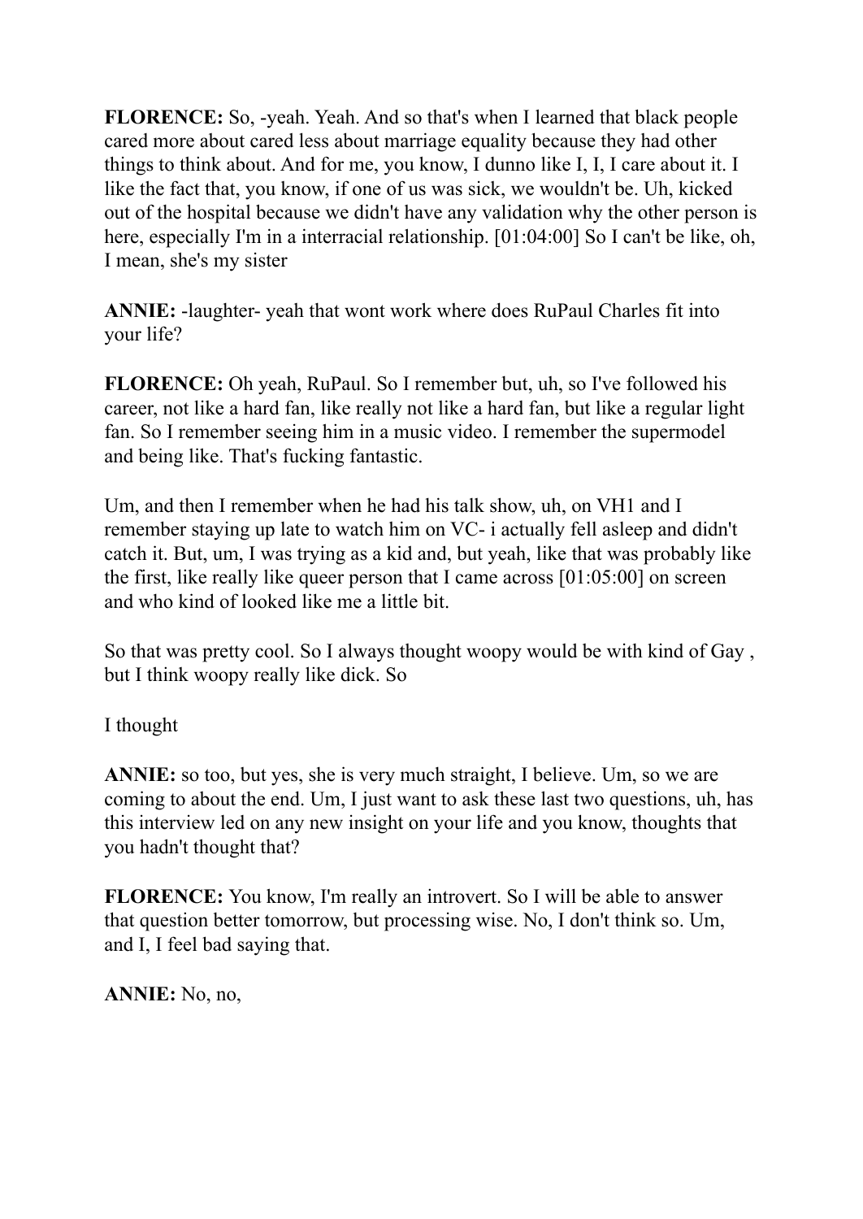**FLORENCE:** So, -yeah. Yeah. And so that's when I learned that black people cared more about cared less about marriage equality because they had other things to think about. And for me, you know, I dunno like I, I, I care about it. I like the fact that, you know, if one of us was sick, we wouldn't be. Uh, kicked out of the hospital because we didn't have any validation why the other person is here, especially I'm in a interracial relationship. [01:04:00] So I can't be like, oh, I mean, she's my sister

**ANNIE:** -laughter- yeah that wont work where does RuPaul Charles fit into your life?

**FLORENCE:** Oh yeah, RuPaul. So I remember but, uh, so I've followed his career, not like a hard fan, like really not like a hard fan, but like a regular light fan. So I remember seeing him in a music video. I remember the supermodel and being like. That's fucking fantastic.

Um, and then I remember when he had his talk show, uh, on VH1 and I remember staying up late to watch him on VC- i actually fell asleep and didn't catch it. But, um, I was trying as a kid and, but yeah, like that was probably like the first, like really like queer person that I came across [01:05:00] on screen and who kind of looked like me a little bit.

So that was pretty cool. So I always thought woopy would be with kind of Gay , but I think woopy really like dick. So

I thought

**ANNIE:** so too, but yes, she is very much straight, I believe. Um, so we are coming to about the end. Um, I just want to ask these last two questions, uh, has this interview led on any new insight on your life and you know, thoughts that you hadn't thought that?

**FLORENCE:** You know, I'm really an introvert. So I will be able to answer that question better tomorrow, but processing wise. No, I don't think so. Um, and I, I feel bad saying that.

**ANNIE:** No, no,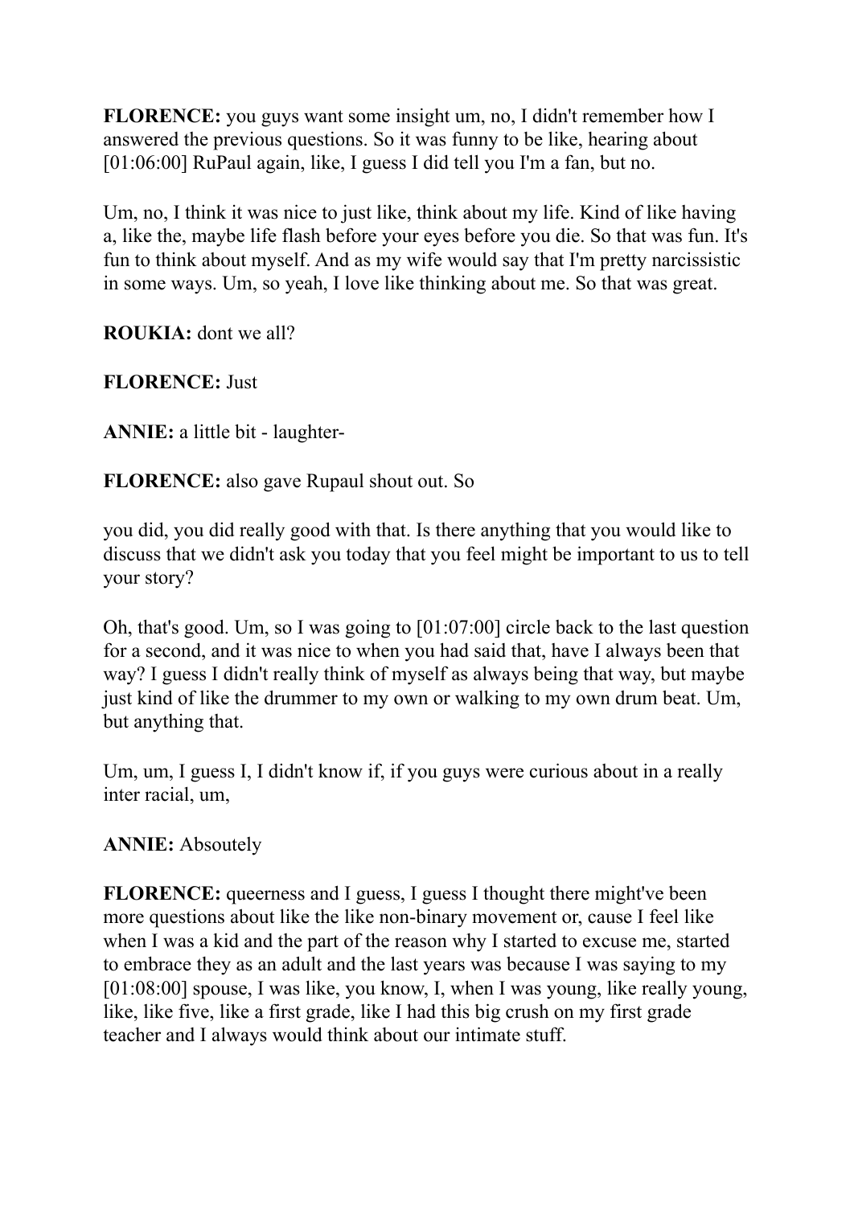**FLORENCE:** you guys want some insight um, no, I didn't remember how I answered the previous questions. So it was funny to be like, hearing about [01:06:00] RuPaul again, like, I guess I did tell you I'm a fan, but no.

Um, no, I think it was nice to just like, think about my life. Kind of like having a, like the, maybe life flash before your eyes before you die. So that was fun. It's fun to think about myself. And as my wife would say that I'm pretty narcissistic in some ways. Um, so yeah, I love like thinking about me. So that was great.

**ROUKIA:** dont we all?

**FLORENCE:** Just

**ANNIE:** a little bit - laughter-

**FLORENCE:** also gave Rupaul shout out. So

you did, you did really good with that. Is there anything that you would like to discuss that we didn't ask you today that you feel might be important to us to tell your story?

Oh, that's good. Um, so I was going to [01:07:00] circle back to the last question for a second, and it was nice to when you had said that, have I always been that way? I guess I didn't really think of myself as always being that way, but maybe just kind of like the drummer to my own or walking to my own drum beat. Um, but anything that.

Um, um, I guess I, I didn't know if, if you guys were curious about in a really inter racial, um,

**ANNIE:** Absoutely

**FLORENCE:** queerness and I guess, I guess I thought there might've been more questions about like the like non-binary movement or, cause I feel like when I was a kid and the part of the reason why I started to excuse me, started to embrace they as an adult and the last years was because I was saying to my [01:08:00] spouse, I was like, you know, I, when I was young, like really young, like, like five, like a first grade, like I had this big crush on my first grade teacher and I always would think about our intimate stuff.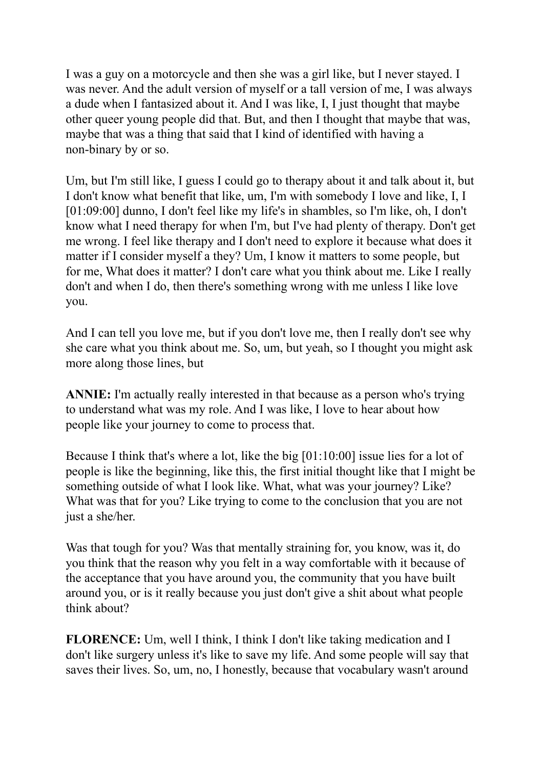I was a guy on a motorcycle and then she was a girl like, but I never stayed. I was never. And the adult version of myself or a tall version of me, I was always a dude when I fantasized about it. And I was like, I, I just thought that maybe other queer young people did that. But, and then I thought that maybe that was, maybe that was a thing that said that I kind of identified with having a non-binary by or so.

Um, but I'm still like, I guess I could go to therapy about it and talk about it, but I don't know what benefit that like, um, I'm with somebody I love and like, I, I [01:09:00] dunno, I don't feel like my life's in shambles, so I'm like, oh, I don't know what I need therapy for when I'm, but I've had plenty of therapy. Don't get me wrong. I feel like therapy and I don't need to explore it because what does it matter if I consider myself a they? Um, I know it matters to some people, but for me, What does it matter? I don't care what you think about me. Like I really don't and when I do, then there's something wrong with me unless I like love you.

And I can tell you love me, but if you don't love me, then I really don't see why she care what you think about me. So, um, but yeah, so I thought you might ask more along those lines, but

**ANNIE:** I'm actually really interested in that because as a person who's trying to understand what was my role. And I was like, I love to hear about how people like your journey to come to process that.

Because I think that's where a lot, like the big [01:10:00] issue lies for a lot of people is like the beginning, like this, the first initial thought like that I might be something outside of what I look like. What, what was your journey? Like? What was that for you? Like trying to come to the conclusion that you are not just a she/her.

Was that tough for you? Was that mentally straining for, you know, was it, do you think that the reason why you felt in a way comfortable with it because of the acceptance that you have around you, the community that you have built around you, or is it really because you just don't give a shit about what people think about?

**FLORENCE:** Um, well I think, I think I don't like taking medication and I don't like surgery unless it's like to save my life. And some people will say that saves their lives. So, um, no, I honestly, because that vocabulary wasn't around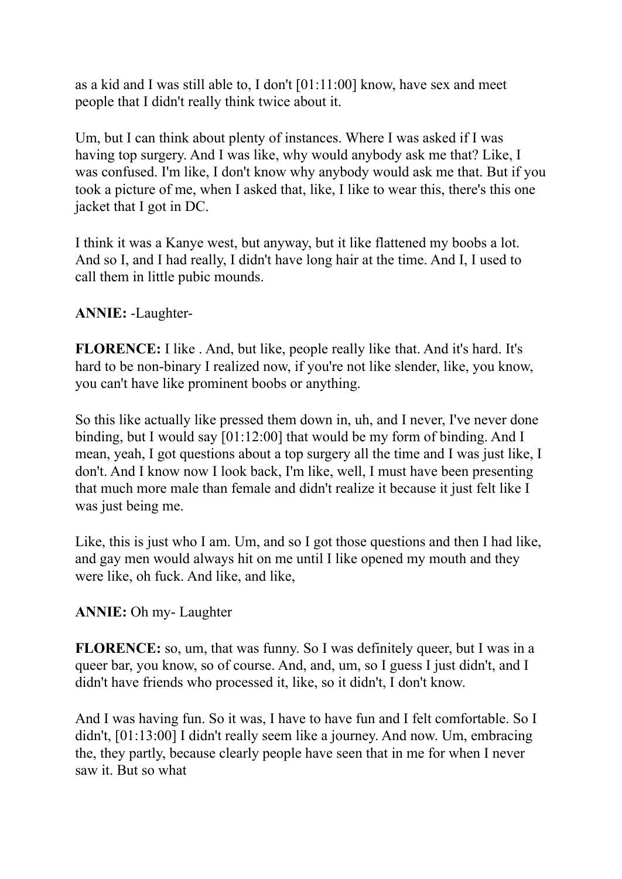as a kid and I was still able to, I don't [01:11:00] know, have sex and meet people that I didn't really think twice about it.

Um, but I can think about plenty of instances. Where I was asked if I was having top surgery. And I was like, why would anybody ask me that? Like, I was confused. I'm like, I don't know why anybody would ask me that. But if you took a picture of me, when I asked that, like, I like to wear this, there's this one jacket that I got in DC.

I think it was a Kanye west, but anyway, but it like flattened my boobs a lot. And so I, and I had really, I didn't have long hair at the time. And I, I used to call them in little pubic mounds.

**ANNIE:** -Laughter-

**FLORENCE:** I like . And, but like, people really like that. And it's hard. It's hard to be non-binary I realized now, if you're not like slender, like, you know, you can't have like prominent boobs or anything.

So this like actually like pressed them down in, uh, and I never, I've never done binding, but I would say [01:12:00] that would be my form of binding. And I mean, yeah, I got questions about a top surgery all the time and I was just like, I don't. And I know now I look back, I'm like, well, I must have been presenting that much more male than female and didn't realize it because it just felt like I was just being me.

Like, this is just who I am. Um, and so I got those questions and then I had like, and gay men would always hit on me until I like opened my mouth and they were like, oh fuck. And like, and like,

**ANNIE:** Oh my- Laughter

**FLORENCE:** so, um, that was funny. So I was definitely queer, but I was in a queer bar, you know, so of course. And, and, um, so I guess I just didn't, and I didn't have friends who processed it, like, so it didn't, I don't know.

And I was having fun. So it was, I have to have fun and I felt comfortable. So I didn't, [01:13:00] I didn't really seem like a journey. And now. Um, embracing the, they partly, because clearly people have seen that in me for when I never saw it. But so what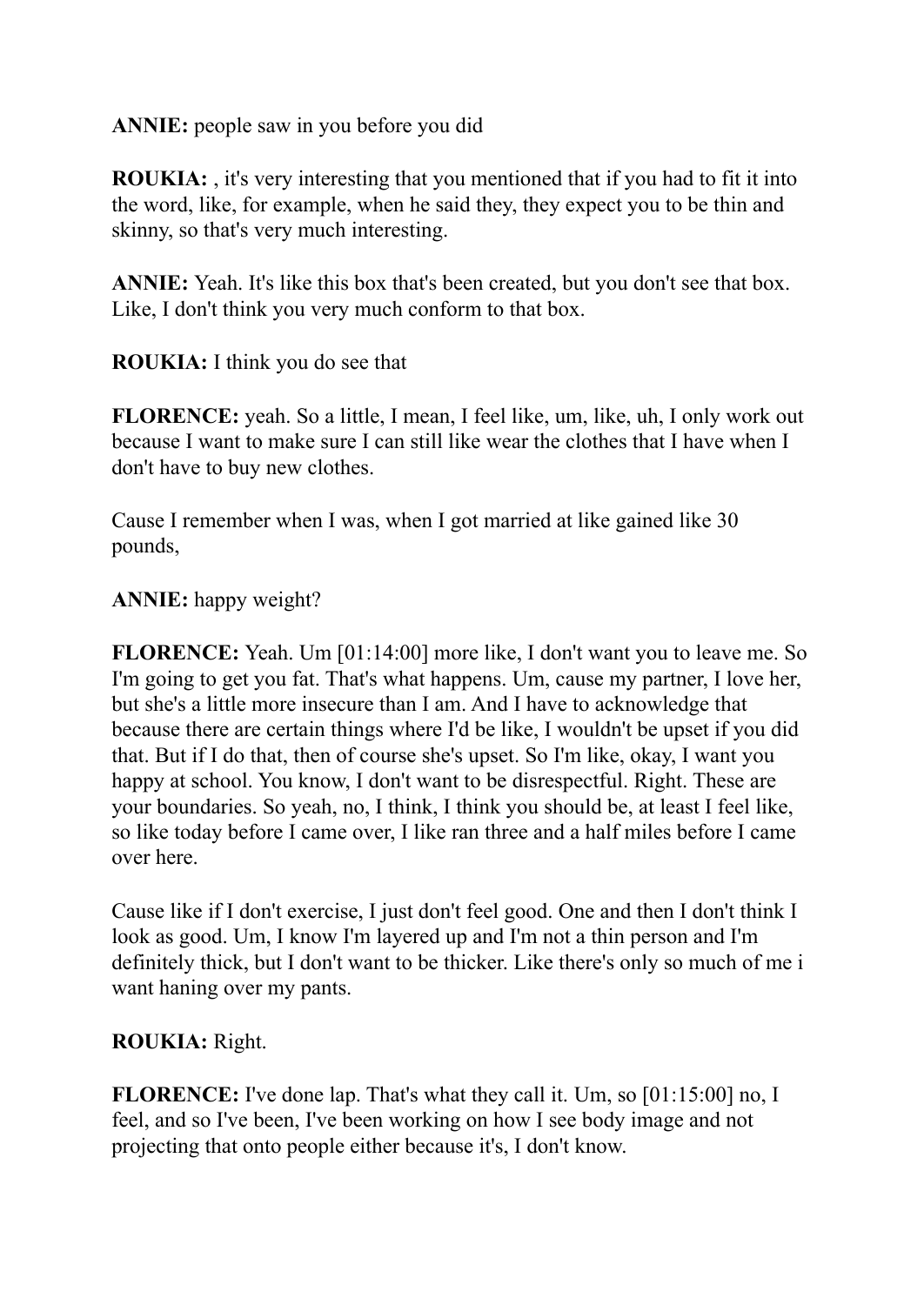**ANNIE:** people saw in you before you did

**ROUKIA:** , it's very interesting that you mentioned that if you had to fit it into the word, like, for example, when he said they, they expect you to be thin and skinny, so that's very much interesting.

**ANNIE:** Yeah. It's like this box that's been created, but you don't see that box. Like, I don't think you very much conform to that box.

**ROUKIA:** I think you do see that

**FLORENCE:** yeah. So a little, I mean, I feel like, um, like, uh, I only work out because I want to make sure I can still like wear the clothes that I have when I don't have to buy new clothes.

Cause I remember when I was, when I got married at like gained like 30 pounds,

**ANNIE:** happy weight?

**FLORENCE:** Yeah. Um [01:14:00] more like, I don't want you to leave me. So I'm going to get you fat. That's what happens. Um, cause my partner, I love her, but she's a little more insecure than I am. And I have to acknowledge that because there are certain things where I'd be like, I wouldn't be upset if you did that. But if I do that, then of course she's upset. So I'm like, okay, I want you happy at school. You know, I don't want to be disrespectful. Right. These are your boundaries. So yeah, no, I think, I think you should be, at least I feel like, so like today before I came over, I like ran three and a half miles before I came over here.

Cause like if I don't exercise, I just don't feel good. One and then I don't think I look as good. Um, I know I'm layered up and I'm not a thin person and I'm definitely thick, but I don't want to be thicker. Like there's only so much of me i want haning over my pants.

**ROUKIA:** Right.

**FLORENCE:** I've done lap. That's what they call it. Um, so [01:15:00] no, I feel, and so I've been, I've been working on how I see body image and not projecting that onto people either because it's, I don't know.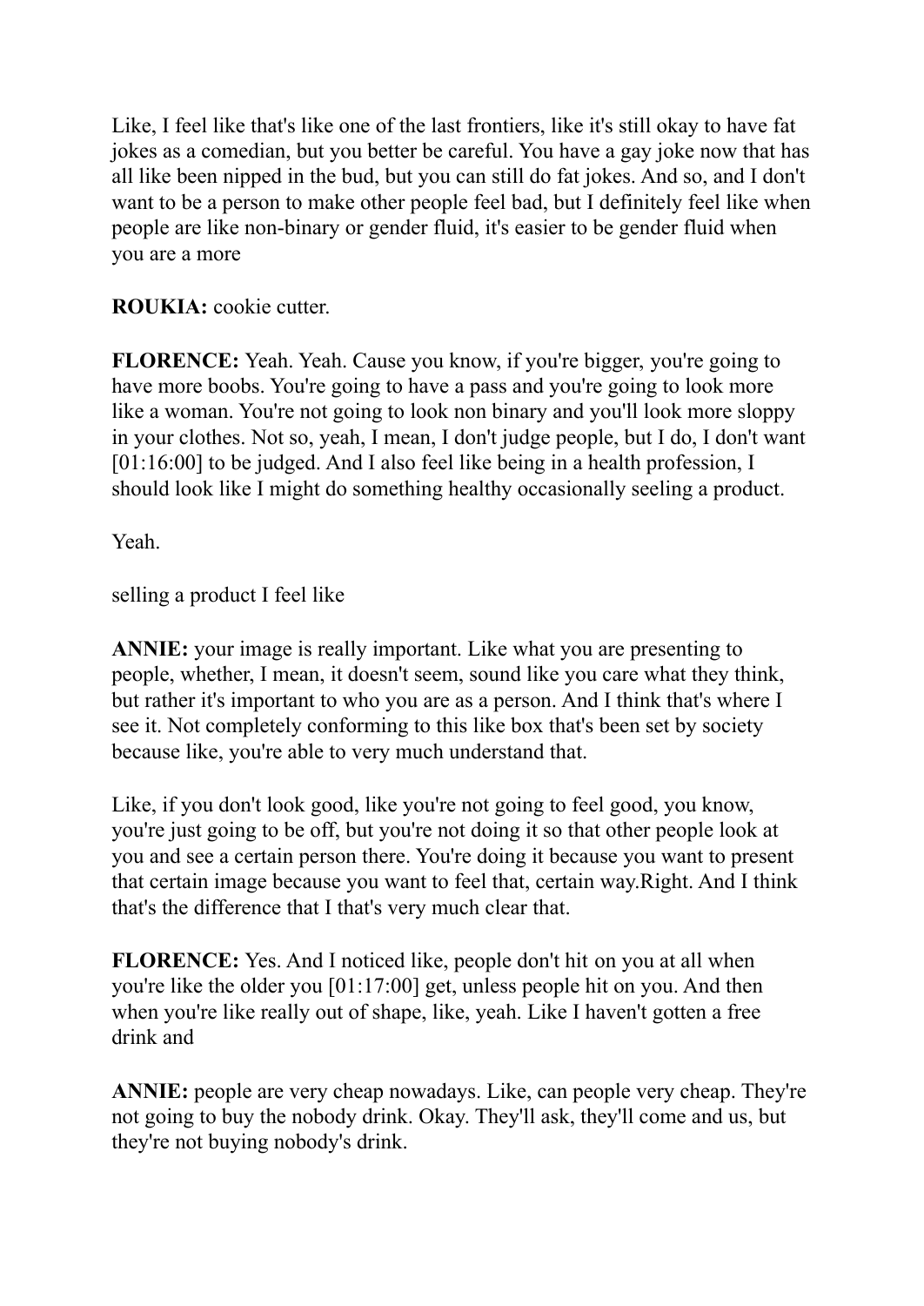Like, I feel like that's like one of the last frontiers, like it's still okay to have fat jokes as a comedian, but you better be careful. You have a gay joke now that has all like been nipped in the bud, but you can still do fat jokes. And so, and I don't want to be a person to make other people feel bad, but I definitely feel like when people are like non-binary or gender fluid, it's easier to be gender fluid when you are a more

**ROUKIA:** cookie cutter.

**FLORENCE:** Yeah. Yeah. Cause you know, if you're bigger, you're going to have more boobs. You're going to have a pass and you're going to look more like a woman. You're not going to look non binary and you'll look more sloppy in your clothes. Not so, yeah, I mean, I don't judge people, but I do, I don't want [01:16:00] to be judged. And I also feel like being in a health profession, I should look like I might do something healthy occasionally seeling a product.

Yeah.

selling a product I feel like

**ANNIE:** your image is really important. Like what you are presenting to people, whether, I mean, it doesn't seem, sound like you care what they think, but rather it's important to who you are as a person. And I think that's where I see it. Not completely conforming to this like box that's been set by society because like, you're able to very much understand that.

Like, if you don't look good, like you're not going to feel good, you know, you're just going to be off, but you're not doing it so that other people look at you and see a certain person there. You're doing it because you want to present that certain image because you want to feel that, certain way.Right. And I think that's the difference that I that's very much clear that.

**FLORENCE:** Yes. And I noticed like, people don't hit on you at all when you're like the older you [01:17:00] get, unless people hit on you. And then when you're like really out of shape, like, yeah. Like I haven't gotten a free drink and

**ANNIE:** people are very cheap nowadays. Like, can people very cheap. They're not going to buy the nobody drink. Okay. They'll ask, they'll come and us, but they're not buying nobody's drink.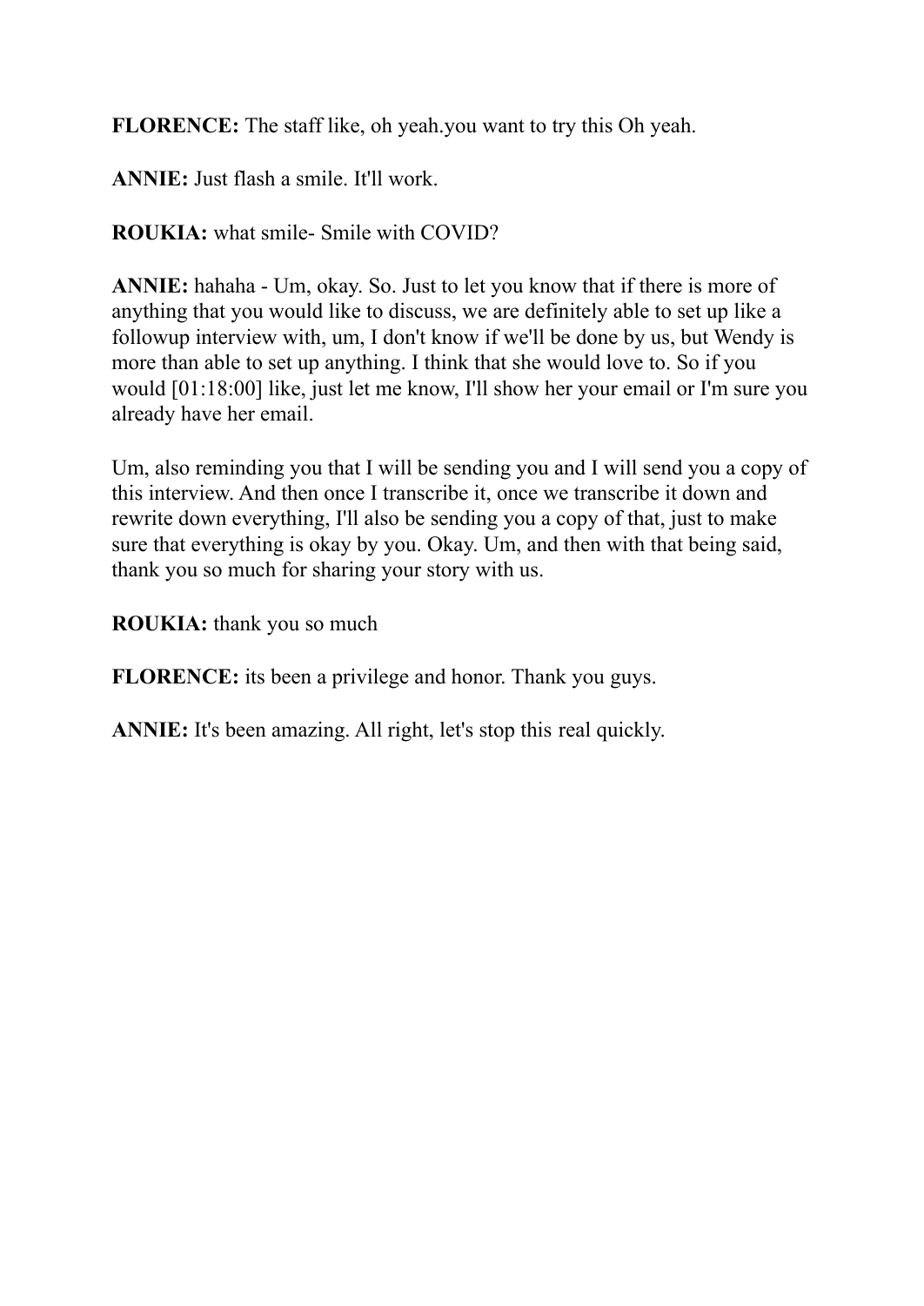**FLORENCE:** The staff like, oh yeah.you want to try this Oh yeah.

**ANNIE:** Just flash a smile. It'll work.

**ROUKIA:** what smile- Smile with COVID?

**ANNIE:** hahaha - Um, okay. So. Just to let you know that if there is more of anything that you would like to discuss, we are definitely able to set up like a followup interview with, um, I don't know if we'll be done by us, but Wendy is more than able to set up anything. I think that she would love to. So if you would [01:18:00] like, just let me know, I'll show her your email or I'm sure you already have her email.

Um, also reminding you that I will be sending you and I will send you a copy of this interview. And then once I transcribe it, once we transcribe it down and rewrite down everything, I'll also be sending you a copy of that, just to make sure that everything is okay by you. Okay. Um, and then with that being said, thank you so much for sharing your story with us.

**ROUKIA:** thank you so much

**FLORENCE:** its been a privilege and honor. Thank you guys.

**ANNIE:** It's been amazing. All right, let's stop this real quickly.